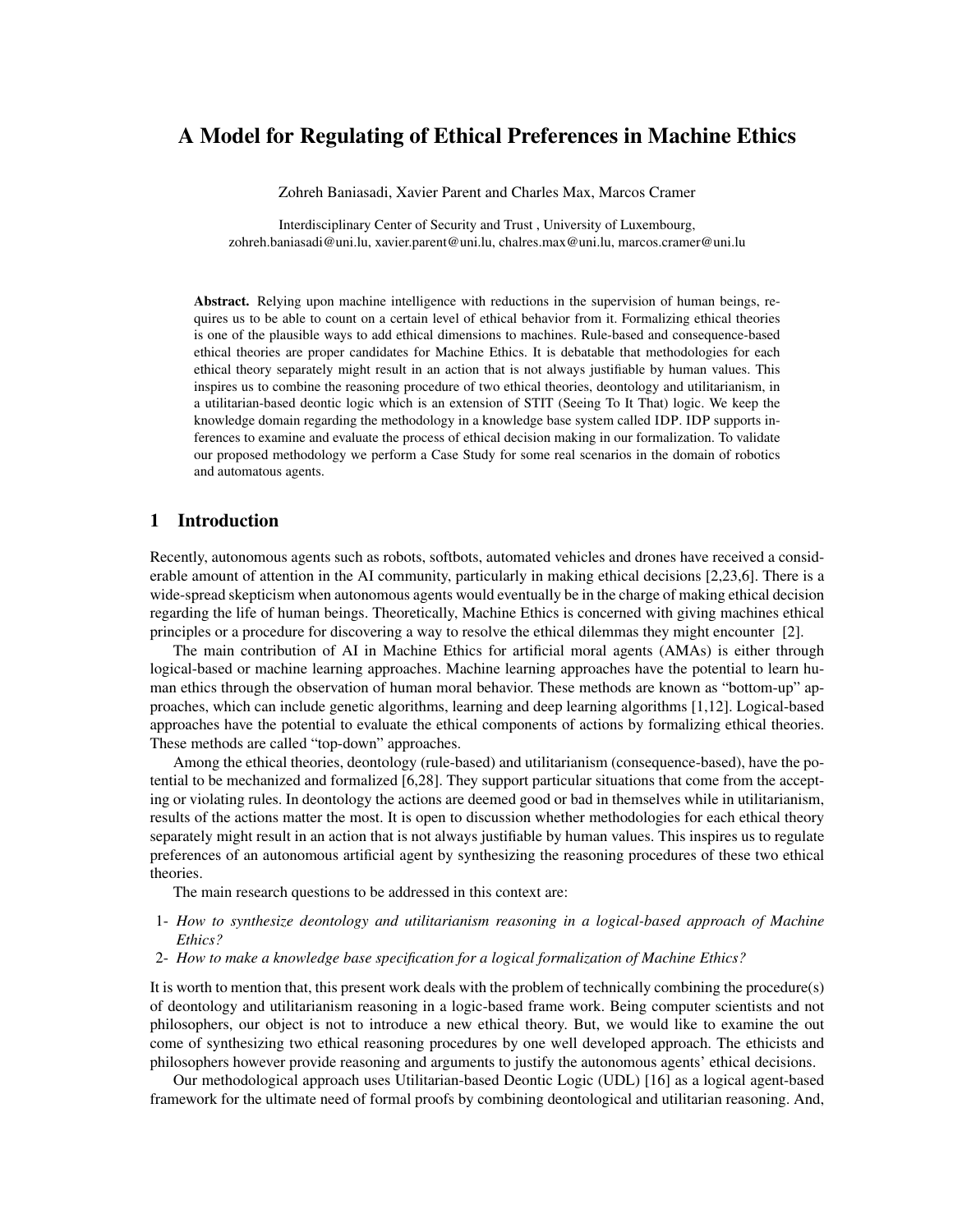# A Model for Regulating of Ethical Preferences in Machine Ethics

Zohreh Baniasadi, Xavier Parent and Charles Max, Marcos Cramer

Interdisciplinary Center of Security and Trust , University of Luxembourg,
zohreh.baniasadi@uni.lu, xavier.parent@uni.lu, chalres.max@uni.lu, marcos.cramer@uni.lu

**Abstract.** Relying upon machine intelligence with reductions in the supervision of human beings, requires us to be able to count on a certain level of ethical behavior from it. Formalizing ethical theories is one of the plausible ways to add ethical dimensions to machines. Rule-based and consequence-based ethical theories are proper candidates for Machine Ethics. It is debatable that methodologies for each ethical theory separately might result in an action that is not always justifiable by human values. This inspires us to combine the reasoning procedure of two ethical theories, deontology and utilitarianism, in a utilitarian-based deontic logic which is an extension of STIT (Seeing To It That) logic. We keep the knowledge domain regarding the methodology in a knowledge base system called IDP. IDP supports inferences to examine and evaluate the process of ethical decision making in our formalization. To validate our proposed methodology we perform a Case Study for some real scenarios in the domain of robotics and automatous agents.

## 1 Introduction

Recently, autonomous agents such as robots, softbots, automated vehicles and drones have received a considerable amount of attention in the AI community, particularly in making ethical decisions [2,23,6]. There is a wide-spread skepticism when autonomous agents would eventually be in the charge of making ethical decision regarding the life of human beings. Theoretically, Machine Ethics is concerned with giving machines ethical principles or a procedure for discovering a way to resolve the ethical dilemmas they might encounter [2].

The main contribution of AI in Machine Ethics for artificial moral agents (AMAs) is either through logical-based or machine learning approaches. Machine learning approaches have the potential to learn human ethics through the observation of human moral behavior. These methods are known as "bottom-up" approaches, which can include genetic algorithms, learning and deep learning algorithms [1,12]. Logical-based approaches have the potential to evaluate the ethical components of actions by formalizing ethical theories. These methods are called "top-down" approaches.

Among the ethical theories, deontology (rule-based) and utilitarianism (consequence-based), have the potential to be mechanized and formalized [6,28]. They support particular situations that come from the accepting or violating rules. In deontology the actions are deemed good or bad in themselves while in utilitarianism, results of the actions matter the most. It is open to discussion whether methodologies for each ethical theory separately might result in an action that is not always justifiable by human values. This inspires us to regulate preferences of an autonomous artificial agent by synthesizing the reasoning procedures of these two ethical theories.

The main research questions to be addressed in this context are:

1- *How to synthesize deontology and utilitarianism reasoning in a logical-based approach of Machine Ethics?*
2- *How to make a knowledge base specification for a logical formalization of Machine Ethics?*

It is worth to mention that, this present work deals with the problem of technically combining the procedure(s) of deontology and utilitarianism reasoning in a logic-based frame work. Being computer scientists and not philosophers, our object is not to introduce a new ethical theory. But, we would like to examine the out come of synthesizing two ethical reasoning procedures by one well developed approach. The ethicists and philosophers however provide reasoning and arguments to justify the autonomous agents' ethical decisions.

Our methodological approach uses Utilitarian-based Deontic Logic (UDL) [16] as a logical agent-based framework for the ultimate need of formal proofs by combining deontological and utilitarian reasoning. And,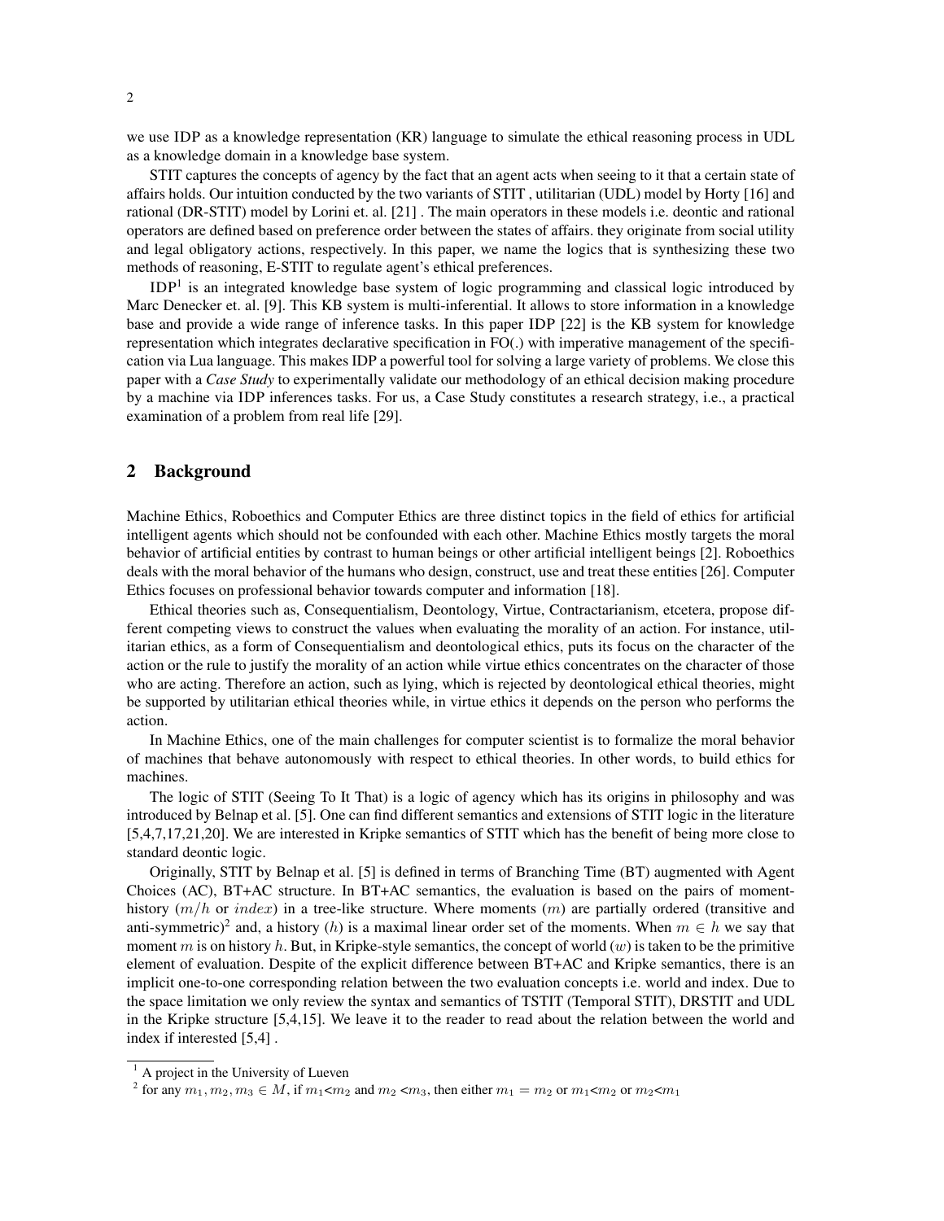we use IDP as a knowledge representation (KR) language to simulate the ethical reasoning process in UDL as a knowledge domain in a knowledge base system.

STIT captures the concepts of agency by the fact that an agent acts when seeing to it that a certain state of affairs holds. Our intuition conducted by the two variants of STIT , utilitarian (UDL) model by Horty [16] and rational (DR-STIT) model by Lorini et. al. [21] . The main operators in these models i.e. deontic and rational operators are defined based on preference order between the states of affairs. they originate from social utility and legal obligatory actions, respectively. In this paper, we name the logics that is synthesizing these two methods of reasoning, E-STIT to regulate agent's ethical preferences.

IDP[1] is an integrated knowledge base system of logic programming and classical logic introduced by Marc Denecker et. al. [9]. This KB system is multi-inferential. It allows to store information in a knowledge base and provide a wide range of inference tasks. In this paper IDP [22] is the KB system for knowledge representation which integrates declarative specification in FO(.) with imperative management of the specification via Lua language. This makes IDP a powerful tool for solving a large variety of problems. We close this paper with a *Case Study* to experimentally validate our methodology of an ethical decision making procedure by a machine via IDP inferences tasks. For us, a Case Study constitutes a research strategy, i.e., a practical examination of a problem from real life [29].

## 2 Background

Machine Ethics, Roboethics and Computer Ethics are three distinct topics in the field of ethics for artificial intelligent agents which should not be confounded with each other. Machine Ethics mostly targets the moral behavior of artificial entities by contrast to human beings or other artificial intelligent beings [2]. Roboethics deals with the moral behavior of the humans who design, construct, use and treat these entities [26]. Computer Ethics focuses on professional behavior towards computer and information [18].

Ethical theories such as, Consequentialism, Deontology, Virtue, Contractarianism, etcetera, propose different competing views to construct the values when evaluating the morality of an action. For instance, utilitarian ethics, as a form of Consequentialism and deontological ethics, puts its focus on the character of the action or the rule to justify the morality of an action while virtue ethics concentrates on the character of those who are acting. Therefore an action, such as lying, which is rejected by deontological ethical theories, might be supported by utilitarian ethical theories while, in virtue ethics it depends on the person who performs the action.

In Machine Ethics, one of the main challenges for computer scientist is to formalize the moral behavior of machines that behave autonomously with respect to ethical theories. In other words, to build ethics for machines.

The logic of STIT (Seeing To It That) is a logic of agency which has its origins in philosophy and was introduced by Belnap et al. [5]. One can find different semantics and extensions of STIT logic in the literature [5,4,7,17,21,20]. We are interested in Kripke semantics of STIT which has the benefit of being more close to standard deontic logic.

Originally, STIT by Belnap et al. [5] is defined in terms of Branching Time (BT) augmented with Agent Choices (AC), BT+AC structure. In BT+AC semantics, the evaluation is based on the pairs of moment-history ($m/h$ or $index$) in a tree-like structure. Where moments ($m$) are partially ordered (transitive and anti-symmetric)[2] and, a history ($h$) is a maximal linear order set of the moments. When $m \in h$ we say that moment $m$ is on history $h$. But, in Kripke-style semantics, the concept of world ($w$) is taken to be the primitive element of evaluation. Despite of the explicit difference between BT+AC and Kripke semantics, there is an implicit one-to-one corresponding relation between the two evaluation concepts i.e. world and index. Due to the space limitation we only review the syntax and semantics of TSTIT (Temporal STIT), DRSTIT and UDL in the Kripke structure [5,4,15]. We leave it to the reader to read about the relation between the world and index if interested [5,4] .

[1] A project in the University of Lueven

[2] for any $m_1, m_2, m_3 \in M$, if $m_1 < m_2$ and $m_2 < m_3$, then either $m_1 = m_2$ or $m_1 < m_2$ or $m_2 < m_1$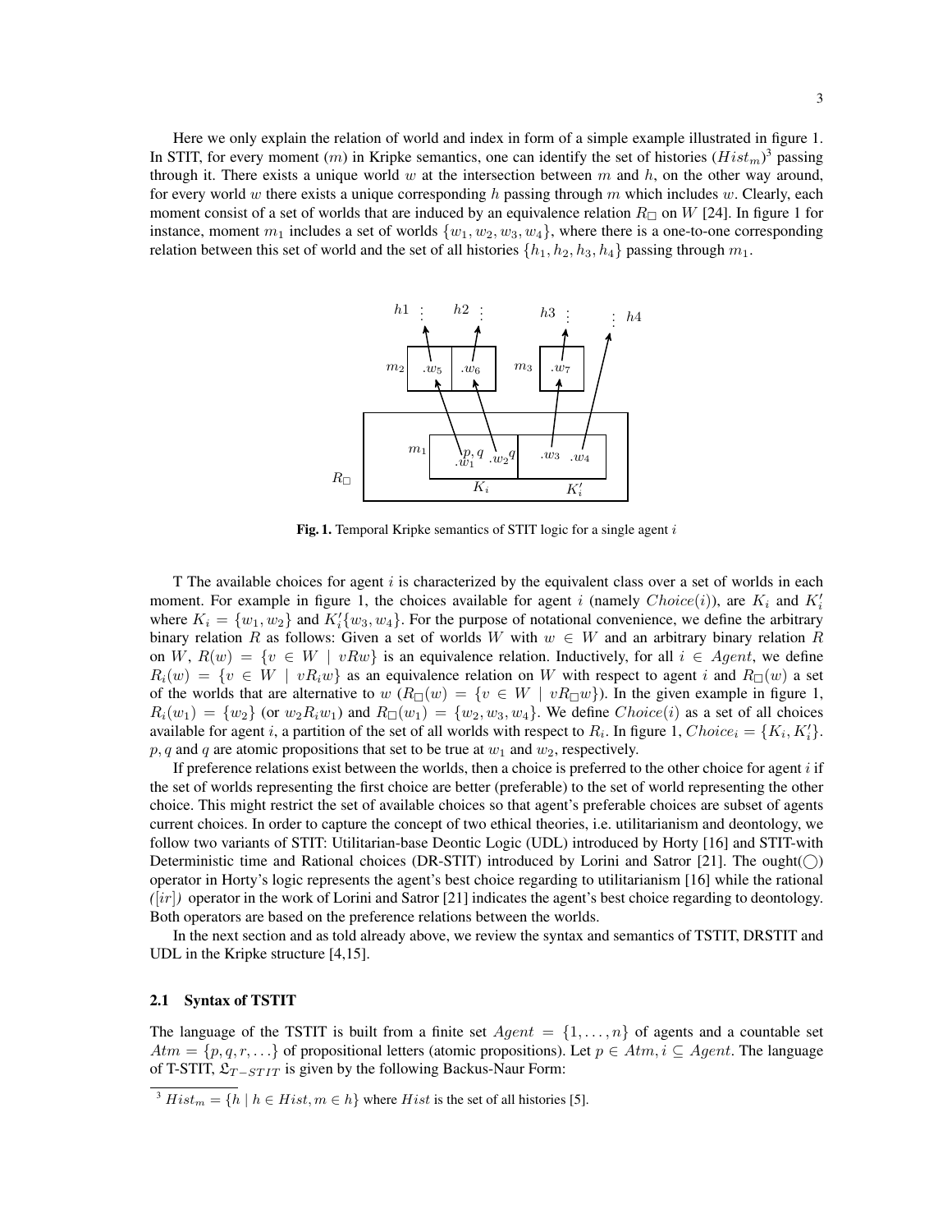Here we only explain the relation of world and index in form of a simple example illustrated in figure 1. In STIT, for every moment ($m$) in Kripke semantics, one can identify the set of histories ($Hist_m$)[3] passing through it. There exists a unique world $w$ at the intersection between $m$ and $h$, on the other way around, for every world $w$ there exists a unique corresponding $h$ passing through $m$ which includes $w$. Clearly, each moment consist of a set of worlds that are induced by an equivalence relation $R_\Box$ on $W$ [24]. In figure 1 for instance, moment $m_1$ includes a set of worlds $\{w_1, w_2, w_3, w_4\}$, where there is a one-to-one corresponding relation between this set of world and the set of all histories $\{h_1, h_2, h_3, h_4\}$ passing through $m_1$.

**Fig. 1.** Temporal Kripke semantics of STIT logic for a single agent $i$

T The available choices for agent $i$ is characterized by the equivalent class over a set of worlds in each moment. For example in figure 1, the choices available for agent $i$ (namely $Choice(i)$), are $K_i$ and $K'_i$ where $K_i = \{w_1, w_2\}$ and $K'_i\{w_3, w_4\}$. For the purpose of notational convenience, we define the arbitrary binary relation $R$ as follows: Given a set of worlds $W$ with $w \in W$ and an arbitrary binary relation $R$ on $W$, $R(w) = \{v \in W \mid vRw\}$ is an equivalence relation. Inductively, for all $i \in Agent$, we define $R_i(w) = \{v \in W \mid vR_iw\}$ as an equivalence relation on $W$ with respect to agent $i$ and $R_\Box(w)$ a set of the worlds that are alternative to $w$ ($R_\Box(w) = \{v \in W \mid vR_\Box w\}$). In the given example in figure 1, $R_i(w_1) = \{w_2\}$ (or $w_2R_iw_1$) and $R_\Box(w_1) = \{w_2, w_3, w_4\}$. We define $Choice(i)$ as a set of all choices available for agent $i$, a partition of the set of all worlds with respect to $R_i$. In figure 1, $Choice_i = \{K_i, K'_i\}$. $p, q$ and $q$ are atomic propositions that set to be true at $w_1$ and $w_2$, respectively.

If preference relations exist between the worlds, then a choice is preferred to the other choice for agent $i$ if the set of worlds representing the first choice are better (preferable) to the set of world representing the other choice. This might restrict the set of available choices so that agent's preferable choices are subset of agents current choices. In order to capture the concept of two ethical theories, i.e. utilitarianism and deontology, we follow two variants of STIT: Utilitarian-base Deontic Logic (UDL) introduced by Horty [16] and STIT-with Deterministic time and Rational choices (DR-STIT) introduced by Lorini and Satror [21]. The ought($\bigcirc$) operator in Horty's logic represents the agent's best choice regarding to utilitarianism [16] while the rational *(*$[ir]$*)* operator in the work of Lorini and Satror [21] indicates the agent's best choice regarding to deontology. Both operators are based on the preference relations between the worlds.

In the next section and as told already above, we review the syntax and semantics of TSTIT, DRSTIT and UDL in the Kripke structure [4,15].

### 2.1 Syntax of TSTIT

The language of the TSTIT is built from a finite set $Agent = \{1, \ldots, n\}$ of agents and a countable set $Atm = \{p, q, r, \ldots\}$ of propositional letters (atomic propositions). Let $p \in Atm, i \subseteq Agent$. The language of T-STIT, $\mathfrak{L}_{T-STIT}$ is given by the following Backus-Naur Form:

[3] $Hist_m = \{h \mid h \in Hist, m \in h\}$ where $Hist$ is the set of all histories [5].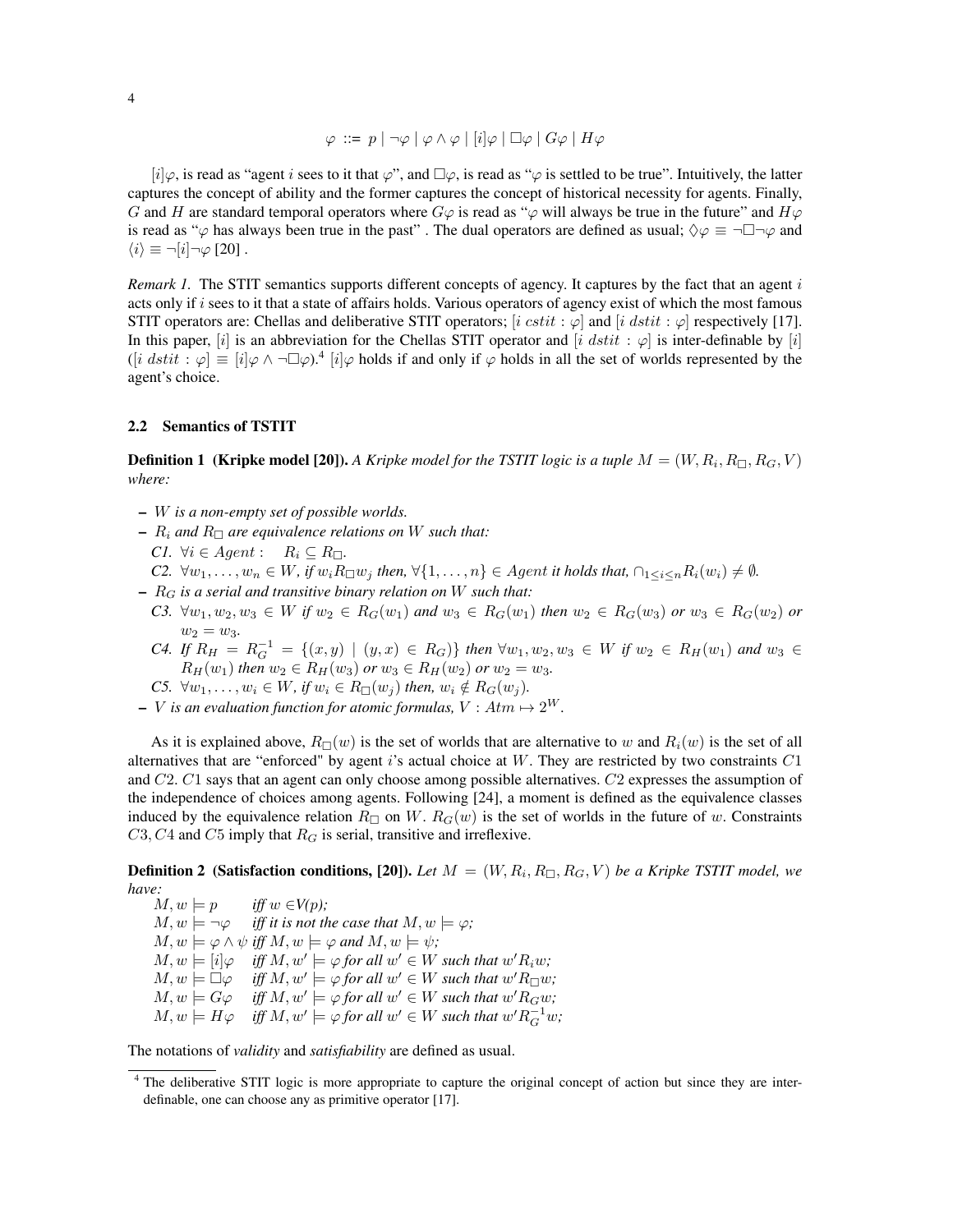$$\varphi ::= p \mid \neg\varphi \mid \varphi \wedge \varphi \mid [i]\varphi \mid \Box\varphi \mid G\varphi \mid H\varphi$$

$[i]\varphi$, is read as "agent $i$ sees to it that $\varphi$", and $\Box\varphi$, is read as "$\varphi$ is settled to be true". Intuitively, the latter captures the concept of ability and the former captures the concept of historical necessity for agents. Finally, $G$ and $H$ are standard temporal operators where $G\varphi$ is read as "$\varphi$ will always be true in the future" and $H\varphi$ is read as "$\varphi$ has always been true in the past" . The dual operators are defined as usual; $\Diamond\varphi \equiv \neg\Box\neg\varphi$ and $\langle i \rangle \equiv \neg[i]\neg\varphi$ [20] .

*Remark 1.* The STIT semantics supports different concepts of agency. It captures by the fact that an agent $i$ acts only if $i$ sees to it that a state of affairs holds. Various operators of agency exist of which the most famous STIT operators are: Chellas and deliberative STIT operators; $[i\ cstit : \varphi]$ and $[i\ dstit : \varphi]$ respectively [17]. In this paper, $[i]$ is an abbreviation for the Chellas STIT operator and $[i\ dstit : \varphi]$ is inter-definable by $[i]$ ($[i\ dstit : \varphi] \equiv [i]\varphi \wedge \neg\Box\varphi$).[4] $[i]\varphi$ holds if and only if $\varphi$ holds in all the set of worlds represented by the agent's choice.

### 2.2 Semantics of TSTIT

**Definition 1 (Kripke model [20]).** *A Kripke model for the TSTIT logic is a tuple $M = (W, R_i, R_\Box, R_G, V)$ where:*

- *$W$ is a non-empty set of possible worlds.*
- *$R_i$ and $R_\Box$ are equivalence relations on $W$ such that:*
  - *C1. $\forall i \in Agent: \quad R_i \subseteq R_\Box$.*
  - *C2. $\forall w_1, \ldots, w_n \in W$, if $w_i R_\Box w_j$ then, $\forall \{1, \ldots, n\} \in Agent$ it holds that, $\cap_{1 \leq i \leq n} R_i(w_i) \neq \emptyset$.*
- *$R_G$ is a serial and transitive binary relation on $W$ such that:*
  - *C3. $\forall w_1, w_2, w_3 \in W$ if $w_2 \in R_G(w_1)$ and $w_3 \in R_G(w_1)$ then $w_2 \in R_G(w_3)$ or $w_3 \in R_G(w_2)$ or $w_2 = w_3$.*
  - *C4. If $R_H = R_G^{-1} = \{(x, y) \mid (y, x) \in R_G)\}$ then $\forall w_1, w_2, w_3 \in W$ if $w_2 \in R_H(w_1)$ and $w_3 \in R_H(w_1)$ then $w_2 \in R_H(w_3)$ or $w_3 \in R_H(w_2)$ or $w_2 = w_3$.*
  - *C5. $\forall w_1, \ldots, w_i \in W$, if $w_i \in R_\Box(w_j)$ then, $w_i \notin R_G(w_j)$.*
- *$V$ is an evaluation function for atomic formulas, $V : Atm \mapsto 2^W$.*

As it is explained above, $R_\Box(w)$ is the set of worlds that are alternative to $w$ and $R_i(w)$ is the set of all alternatives that are "enforced" by agent $i$'s actual choice at $W$. They are restricted by two constraints $C1$ and $C2$. $C1$ says that an agent can only choose among possible alternatives. $C2$ expresses the assumption of the independence of choices among agents. Following [24], a moment is defined as the equivalence classes induced by the equivalence relation $R_\Box$ on $W$. $R_G(w)$ is the set of worlds in the future of $w$. Constraints $C3, C4$ and $C5$ imply that $R_G$ is serial, transitive and irreflexive.

**Definition 2 (Satisfaction conditions, [20]).** *Let $M = (W, R_i, R_\Box, R_G, V)$ be a Kripke TSTIT model, we have:*

$M, w \models p$ *iff $w \in V(p)$;*
$M, w \models \neg\varphi$ *iff it is not the case that $M, w \models \varphi$;*
$M, w \models \varphi \wedge \psi$ *iff $M, w \models \varphi$ and $M, w \models \psi$;*
$M, w \models [i]\varphi$ *iff $M, w' \models \varphi$ for all $w' \in W$ such that $w' R_i w$;*
$M, w \models \Box\varphi$ *iff $M, w' \models \varphi$ for all $w' \in W$ such that $w' R_\Box w$;*
$M, w \models G\varphi$ *iff $M, w' \models \varphi$ for all $w' \in W$ such that $w' R_G w$;*
$M, w \models H\varphi$ *iff $M, w' \models \varphi$ for all $w' \in W$ such that $w' R_G^{-1} w$;*

The notations of *validity* and *satisfiability* are defined as usual.

[4] The deliberative STIT logic is more appropriate to capture the original concept of action but since they are inter-definable, one can choose any as primitive operator [17].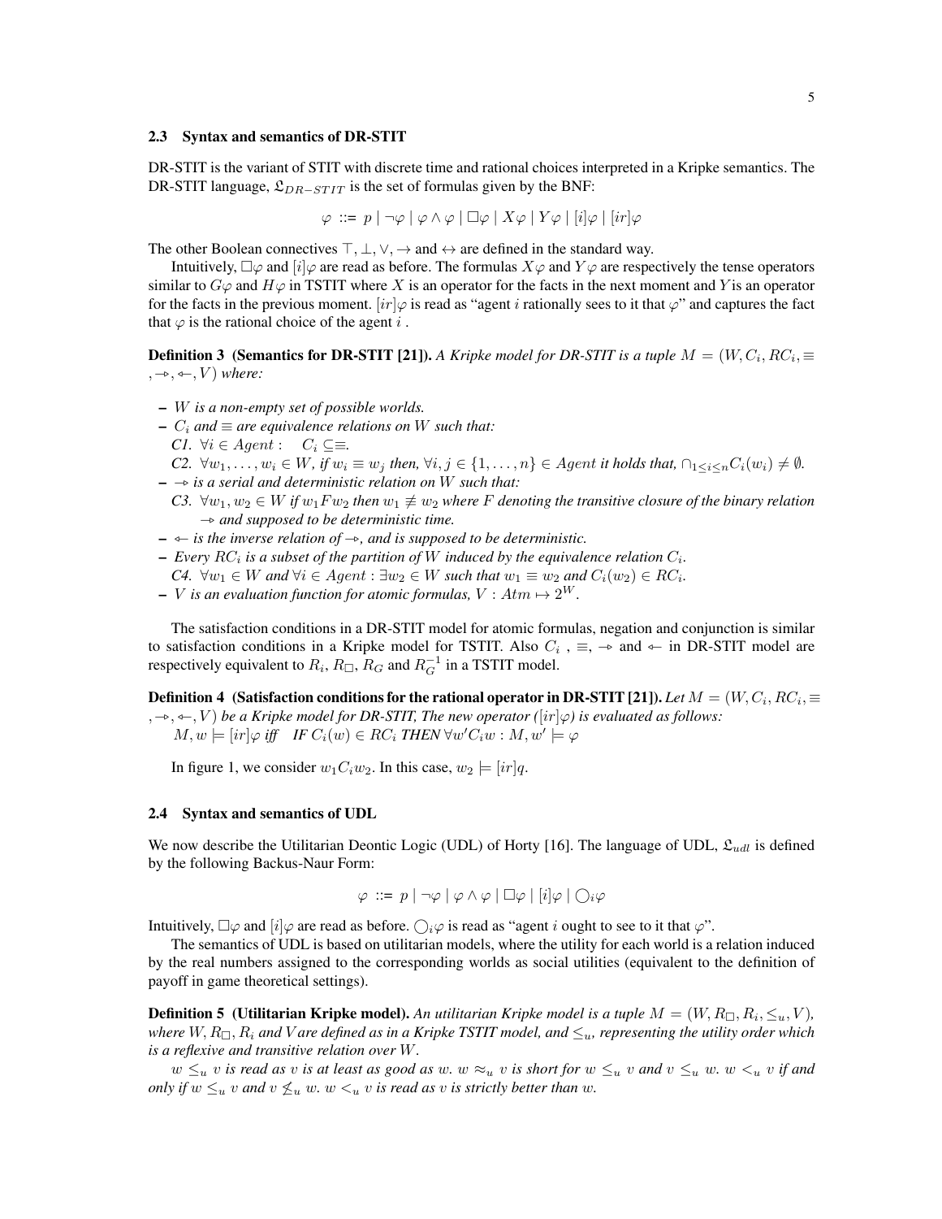### 2.3 Syntax and semantics of DR-STIT

DR-STIT is the variant of STIT with discrete time and rational choices interpreted in a Kripke semantics. The DR-STIT language, $\mathfrak{L}_{DR-STIT}$ is the set of formulas given by the BNF:

$$\varphi ::= p \mid \neg\varphi \mid \varphi \wedge \varphi \mid \Box\varphi \mid X\varphi \mid Y\varphi \mid [i]\varphi \mid [ir]\varphi$$

The other Boolean connectives $\top, \bot, \vee, \rightarrow$ and $\leftrightarrow$ are defined in the standard way.

Intuitively, $\Box\varphi$ and $[i]\varphi$ are read as before. The formulas $X\varphi$ and $Y\varphi$ are respectively the tense operators similar to $G\varphi$ and $H\varphi$ in TSTIT where $X$ is an operator for the facts in the next moment and $Y$ is an operator for the facts in the previous moment. $[ir]\varphi$ is read as "agent $i$ rationally sees to it that $\varphi$" and captures the fact that $\varphi$ is the rational choice of the agent $i$ .

**Definition 3 (Semantics for DR-STIT [21]).** *A Kripke model for DR-STIT is a tuple $M = (W, C_i, RC_i, \equiv, \multimap, \leftarrow\!\!\circ, V)$ where:*

- *$W$ is a non-empty set of possible worlds.*
- *$C_i$ and $\equiv$ are equivalence relations on $W$ such that:*
  *C1. $\forall i \in Agent: \quad C_i \subseteq \equiv$.*
  *C2. $\forall w_1, \ldots, w_i \in W$, if $w_i \equiv w_j$ then, $\forall i, j \in \{1, \ldots, n\} \in Agent$ it holds that, $\cap_{1 \leq i \leq n} C_i(w_i) \neq \emptyset$.*
- *$\multimap$ is a serial and deterministic relation on $W$ such that:*
  *C3. $\forall w_1, w_2 \in W$ if $w_1 F w_2$ then $w_1 \not\equiv w_2$ where $F$ denoting the transitive closure of the binary relation $\multimap$ and supposed to be deterministic time.*
- *$\leftarrow\!\!\circ$ is the inverse relation of $\multimap$, and is supposed to be deterministic.*
- *Every $RC_i$ is a subset of the partition of $W$ induced by the equivalence relation $C_i$.*
  *C4. $\forall w_1 \in W$ and $\forall i \in Agent: \exists w_2 \in W$ such that $w_1 \equiv w_2$ and $C_i(w_2) \in RC_i$.*
- *$V$ is an evaluation function for atomic formulas, $V: Atm \mapsto 2^W$.*

The satisfaction conditions in a DR-STIT model for atomic formulas, negation and conjunction is similar to satisfaction conditions in a Kripke model for TSTIT. Also $C_i$ , $\equiv$, $\multimap$ and $\leftarrow\!\!\circ$ in DR-STIT model are respectively equivalent to $R_i$, $R_\Box$, $R_G$ and $R_G^{-1}$ in a TSTIT model.

**Definition 4 (Satisfaction conditions for the rational operator in DR-STIT [21]).** *Let $M = (W, C_i, RC_i, \equiv, \multimap, \leftarrow\!\!\circ, V)$ be a Kripke model for DR-STIT, The new operator ($[ir]\varphi$) is evaluated as follows:*
$M, w \models [ir]\varphi$ *iff* *IF* $C_i(w) \in RC_i$ *THEN* $\forall w' C_i w : M, w' \models \varphi$

In figure 1, we consider $w_1 C_i w_2$. In this case, $w_2 \models [ir]q$.

### 2.4 Syntax and semantics of UDL

We now describe the Utilitarian Deontic Logic (UDL) of Horty [16]. The language of UDL, $\mathfrak{L}_{udl}$ is defined by the following Backus-Naur Form:

$$\varphi ::= p \mid \neg\varphi \mid \varphi \wedge \varphi \mid \Box\varphi \mid [i]\varphi \mid \bigcirc_i\varphi$$

Intuitively, $\Box\varphi$ and $[i]\varphi$ are read as before. $\bigcirc_i\varphi$ is read as "agent $i$ ought to see to it that $\varphi$".

The semantics of UDL is based on utilitarian models, where the utility for each world is a relation induced by the real numbers assigned to the corresponding worlds as social utilities (equivalent to the definition of payoff in game theoretical settings).

**Definition 5 (Utilitarian Kripke model).** *An utilitarian Kripke model is a tuple $M = (W, R_\Box, R_i, \leq_u, V)$, where $W$, $R_\Box$, $R_i$ and $V$ are defined as in a Kripke TSTIT model, and $\leq_u$, representing the utility order which is a reflexive and transitive relation over $W$.*

*$w \leq_u v$ is read as $v$ is at least as good as $w$. $w \approx_u v$ is short for $w \leq_u v$ and $v \leq_u w$. $w <_u v$ if and only if $w \leq_u v$ and $v \not\leq_u w$. $w <_u v$ is read as $v$ is strictly better than $w$.*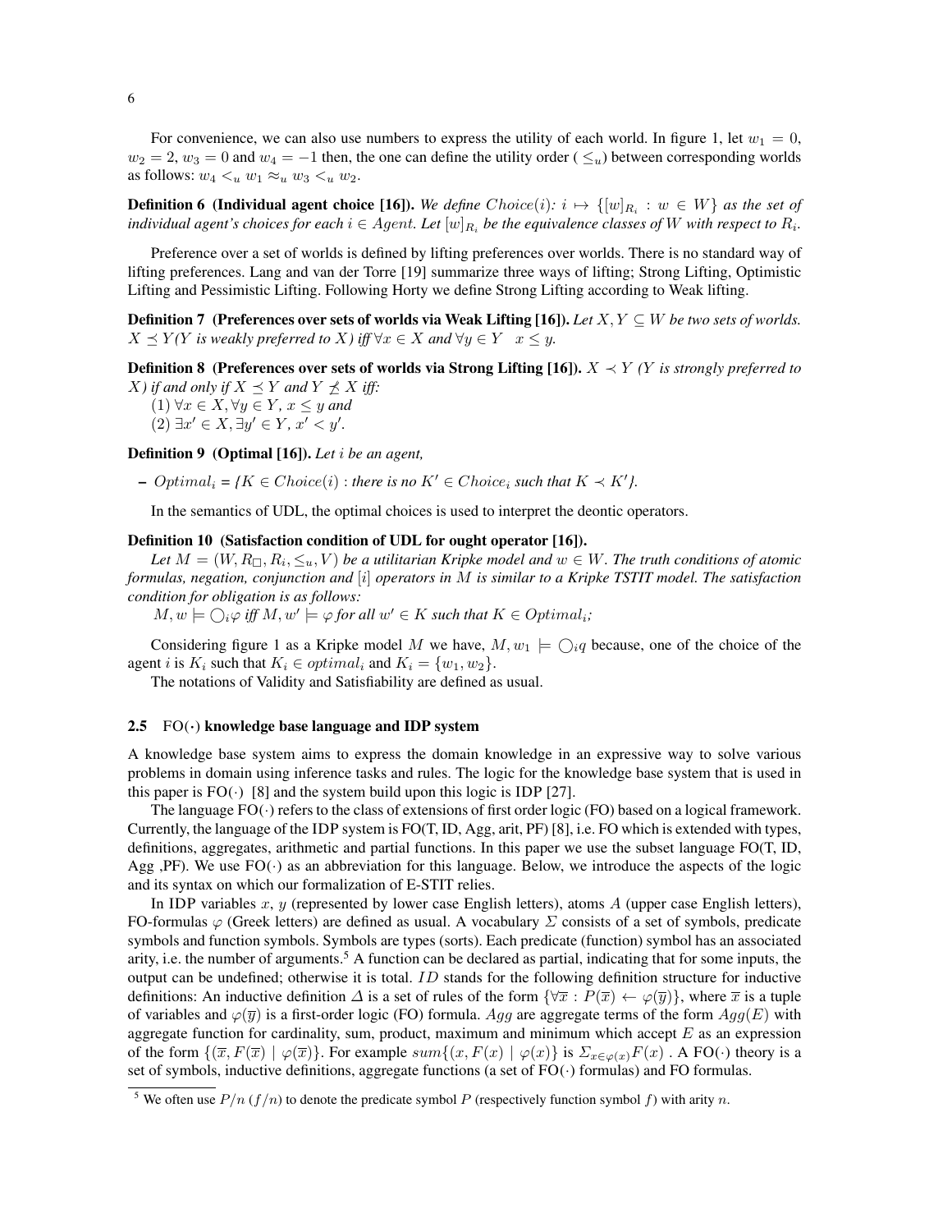For convenience, we can also use numbers to express the utility of each world. In figure 1, let $w_1 = 0$, $w_2 = 2$, $w_3 = 0$ and $w_4 = -1$ then, the one can define the utility order ( $\leq_u$) between corresponding worlds as follows: $w_4 <_u w_1 \approx_u w_3 <_u w_2$.

**Definition 6 (Individual agent choice [16]).** *We define $Choice(i)$: $i \mapsto \{[w]_{R_i} : w \in W\}$ as the set of individual agent's choices for each $i \in Agent$. Let $[w]_{R_i}$ be the equivalence classes of $W$ with respect to $R_i$.*

Preference over a set of worlds is defined by lifting preferences over worlds. There is no standard way of lifting preferences. Lang and van der Torre [19] summarize three ways of lifting; Strong Lifting, Optimistic Lifting and Pessimistic Lifting. Following Horty we define Strong Lifting according to Weak lifting.

**Definition 7 (Preferences over sets of worlds via Weak Lifting [16]).** *Let $X, Y \subseteq W$ be two sets of worlds. $X \preceq Y$($Y$ is weakly preferred to $X$) iff $\forall x \in X$ and $\forall y \in Y \quad x \leq y$.*

**Definition 8 (Preferences over sets of worlds via Strong Lifting [16]).** *$X \prec Y$ ($Y$ is strongly preferred to $X$) if and only if $X \preceq Y$ and $Y \not\preceq X$ iff:*
*(1) $\forall x \in X, \forall y \in Y$, $x \leq y$ and*
*(2) $\exists x' \in X, \exists y' \in Y$, $x' < y'$.*

**Definition 9 (Optimal [16]).** *Let $i$ be an agent,*

- *$Optimal_i$ = {$K \in Choice(i)$ : there is no $K' \in Choice_i$ such that $K \prec K'$}.*

In the semantics of UDL, the optimal choices is used to interpret the deontic operators.

**Definition 10 (Satisfaction condition of UDL for ought operator [16]).**
*Let $M = (W, R_\Box, R_i, \leq_u, V)$ be a utilitarian Kripke model and $w \in W$. The truth conditions of atomic formulas, negation, conjunction and $[i]$ operators in $M$ is similar to a Kripke TSTIT model. The satisfaction condition for obligation is as follows:*
*$M, w \models \bigcirc_i \varphi$ iff $M, w' \models \varphi$ for all $w' \in K$ such that $K \in Optimal_i$;*

Considering figure 1 as a Kripke model $M$ we have, $M, w_1 \models \bigcirc_i q$ because, one of the choice of the agent $i$ is $K_i$ such that $K_i \in optimal_i$ and $K_i = \{w_1, w_2\}$.
The notations of Validity and Satisfiability are defined as usual.

### 2.5 FO($\cdot$) knowledge base language and IDP system

A knowledge base system aims to express the domain knowledge in an expressive way to solve various problems in domain using inference tasks and rules. The logic for the knowledge base system that is used in this paper is FO($\cdot$) [8] and the system build upon this logic is IDP [27].

The language FO($\cdot$) refers to the class of extensions of first order logic (FO) based on a logical framework. Currently, the language of the IDP system is FO(T, ID, Agg, arit, PF) [8], i.e. FO which is extended with types, definitions, aggregates, arithmetic and partial functions. In this paper we use the subset language FO(T, ID, Agg ,PF). We use FO($\cdot$) as an abbreviation for this language. Below, we introduce the aspects of the logic and its syntax on which our formalization of E-STIT relies.

In IDP variables $x$, $y$ (represented by lower case English letters), atoms $A$ (upper case English letters), FO-formulas $\varphi$ (Greek letters) are defined as usual. A vocabulary $\Sigma$ consists of a set of symbols, predicate symbols and function symbols. Symbols are types (sorts). Each predicate (function) symbol has an associated arity, i.e. the number of arguments.[5] A function can be declared as partial, indicating that for some inputs, the output can be undefined; otherwise it is total. $ID$ stands for the following definition structure for inductive definitions: An inductive definition $\Delta$ is a set of rules of the form $\{\forall \overline{x} : P(\overline{x}) \leftarrow \varphi(\overline{y})\}$, where $\overline{x}$ is a tuple of variables and $\varphi(\overline{y})$ is a first-order logic (FO) formula. $Agg$ are aggregate terms of the form $Agg(E)$ with aggregate function for cardinality, sum, product, maximum and minimum which accept $E$ as an expression of the form $\{(\overline{x}, F(\overline{x}) \mid \varphi(\overline{x})\}$. For example $sum\{(x, F(x) \mid \varphi(x)\}$ is $\Sigma_{x \in \varphi(x)} F(x)$ . A FO($\cdot$) theory is a set of symbols, inductive definitions, aggregate functions (a set of FO($\cdot$) formulas) and FO formulas.

[5] We often use $P/n$ ($f/n$) to denote the predicate symbol $P$ (respectively function symbol $f$) with arity $n$.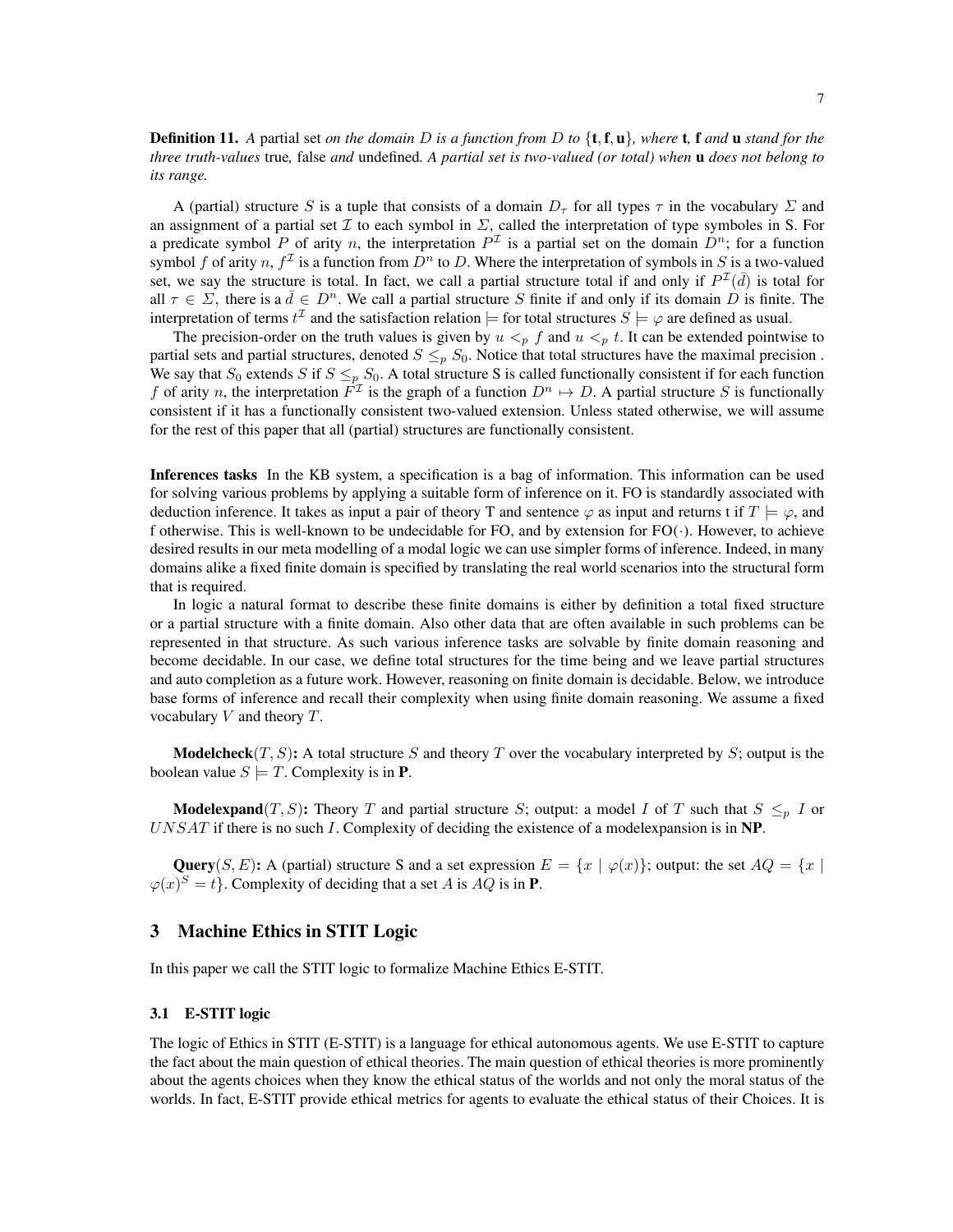**Definition 11.** *A* partial set *on the domain* $D$ *is a function from* $D$ *to* $\{\mathbf{t}, \mathbf{f}, \mathbf{u}\}$*, where* **t***,* **f** *and* **u** *stand for the three truth-values* true*,* false *and* undefined*. A partial set is two-valued (or total) when* **u** *does not belong to its range.*

A (partial) structure $S$ is a tuple that consists of a domain $D_\tau$ for all types $\tau$ in the vocabulary $\Sigma$ and an assignment of a partial set $\mathcal{I}$ to each symbol in $\Sigma$, called the interpretation of type symboles in S. For a predicate symbol $P$ of arity $n$, the interpretation $P^\mathcal{I}$ is a partial set on the domain $D^n$; for a function symbol $f$ of arity $n$, $f^\mathcal{I}$ is a function from $D^n$ to $D$. Where the interpretation of symbols in $S$ is a two-valued set, we say the structure is total. In fact, we call a partial structure total if and only if $P^\mathcal{I}(\bar{d})$ is total for all $\tau \in \Sigma$, there is a $\bar{d} \in D^n$. We call a partial structure $S$ finite if and only if its domain $D$ is finite. The interpretation of terms $t^\mathcal{I}$ and the satisfaction relation $\models$ for total structures $S \models \varphi$ are defined as usual.

The precision-order on the truth values is given by $u <_p f$ and $u <_p t$. It can be extended pointwise to partial sets and partial structures, denoted $S \leq_p S_0$. Notice that total structures have the maximal precision . We say that $S_0$ extends $S$ if $S \leq_p S_0$. A total structure S is called functionally consistent if for each function $f$ of arity $n$, the interpretation $F^\mathcal{I}$ is the graph of a function $D^n \mapsto D$. A partial structure $S$ is functionally consistent if it has a functionally consistent two-valued extension. Unless stated otherwise, we will assume for the rest of this paper that all (partial) structures are functionally consistent.

**Inferences tasks** In the KB system, a specification is a bag of information. This information can be used for solving various problems by applying a suitable form of inference on it. FO is standardly associated with deduction inference. It takes as input a pair of theory T and sentence $\varphi$ as input and returns t if $T \models \varphi$, and f otherwise. This is well-known to be undecidable for FO, and by extension for FO($\cdot$). However, to achieve desired results in our meta modelling of a modal logic we can use simpler forms of inference. Indeed, in many domains alike a fixed finite domain is specified by translating the real world scenarios into the structural form that is required.

In logic a natural format to describe these finite domains is either by definition a total fixed structure or a partial structure with a finite domain. Also other data that are often available in such problems can be represented in that structure. As such various inference tasks are solvable by finite domain reasoning and become decidable. In our case, we define total structures for the time being and we leave partial structures and auto completion as a future work. However, reasoning on finite domain is decidable. Below, we introduce base forms of inference and recall their complexity when using finite domain reasoning. We assume a fixed vocabulary $V$ and theory $T$.

**Modelcheck**$(T, S)$**:** A total structure $S$ and theory $T$ over the vocabulary interpreted by $S$; output is the boolean value $S \models T$. Complexity is in **P**.

**Modelexpand**$(T, S)$**:** Theory $T$ and partial structure $S$; output: a model $I$ of $T$ such that $S \leq_p I$ or $UNSAT$ if there is no such $I$. Complexity of deciding the existence of a modelexpansion is in **NP**.

**Query**$(S, E)$**:** A (partial) structure S and a set expression $E = \{x \mid \varphi(x)\}$; output: the set $AQ = \{x \mid \varphi(x)^S = t\}$. Complexity of deciding that a set $A$ is $AQ$ is in **P**.

## 3 Machine Ethics in STIT Logic

In this paper we call the STIT logic to formalize Machine Ethics E-STIT.

### 3.1 E-STIT logic

The logic of Ethics in STIT (E-STIT) is a language for ethical autonomous agents. We use E-STIT to capture the fact about the main question of ethical theories. The main question of ethical theories is more prominently about the agents choices when they know the ethical status of the worlds and not only the moral status of the worlds. In fact, E-STIT provide ethical metrics for agents to evaluate the ethical status of their Choices. It is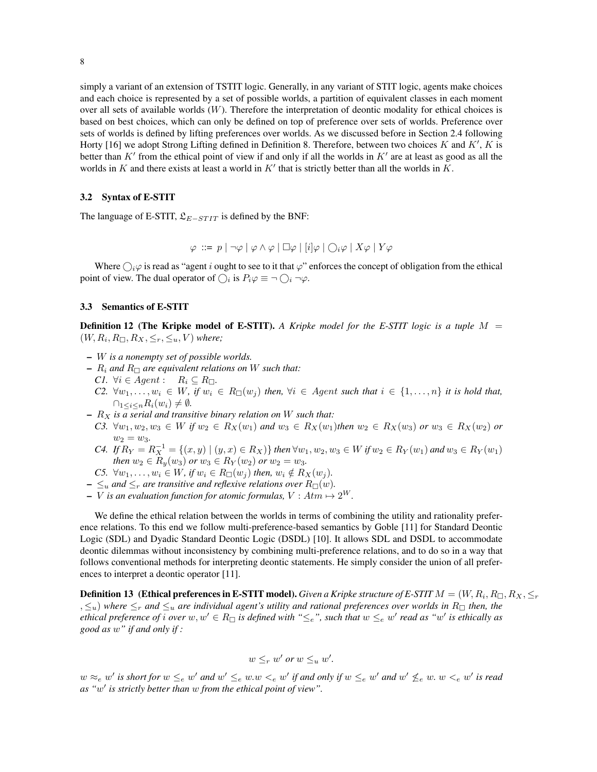simply a variant of an extension of TSTIT logic. Generally, in any variant of STIT logic, agents make choices and each choice is represented by a set of possible worlds, a partition of equivalent classes in each moment over all sets of available worlds ($W$). Therefore the interpretation of deontic modality for ethical choices is based on best choices, which can only be defined on top of preference over sets of worlds. Preference over sets of worlds is defined by lifting preferences over worlds. As we discussed before in Section 2.4 following Horty [16] we adopt Strong Lifting defined in Definition 8. Therefore, between two choices $K$ and $K'$, $K$ is better than $K'$ from the ethical point of view if and only if all the worlds in $K'$ are at least as good as all the worlds in $K$ and there exists at least a world in $K'$ that is strictly better than all the worlds in $K$.

### 3.2 Syntax of E-STIT

The language of E-STIT, $\mathfrak{L}_{E-STIT}$ is defined by the BNF:

$$\varphi ::= p \mid \neg\varphi \mid \varphi \wedge \varphi \mid \Box\varphi \mid [i]\varphi \mid \bigcirc_i\varphi \mid X\varphi \mid Y\varphi$$

Where $\bigcirc_i\varphi$ is read as "agent $i$ ought to see to it that $\varphi$" enforces the concept of obligation from the ethical point of view. The dual operator of $\bigcirc_i$ is $P_i\varphi \equiv \neg\bigcirc_i \neg\varphi$.

### 3.3 Semantics of E-STIT

**Definition 12 (The Kripke model of E-STIT).** *A Kripke model for the E-STIT logic is a tuple $M = (W, R_i, R_\Box, R_X, \leq_r, \leq_u, V)$ where;*

- *$W$ is a nonempty set of possible worlds.*
- *$R_i$ and $R_\Box$ are equivalent relations on $W$ such that:*
  *C1. $\forall i \in Agent: \quad R_i \subseteq R_\Box$.*
  *C2. $\forall w_1, \ldots, w_i \in W$, if $w_i \in R_\Box(w_j)$ then, $\forall i \in Agent$ such that $i \in \{1, \ldots, n\}$ it is hold that, $\cap_{1 \leq i \leq n} R_i(w_i) \neq \emptyset$.*
- *$R_X$ is a serial and transitive binary relation on $W$ such that:*
  *C3. $\forall w_1, w_2, w_3 \in W$ if $w_2 \in R_X(w_1)$ and $w_3 \in R_X(w_1)$then $w_2 \in R_X(w_3)$ or $w_3 \in R_X(w_2)$ or $w_2 = w_3$.*
  *C4. If $R_Y = R_X^{-1} = \{(x, y) \mid (y, x) \in R_X)\}$ then $\forall w_1, w_2, w_3 \in W$ if $w_2 \in R_Y(w_1)$ and $w_3 \in R_Y(w_1)$ then $w_2 \in R_y(w_3)$ or $w_3 \in R_Y(w_2)$ or $w_2 = w_3$.*
  *C5. $\forall w_1, \ldots, w_i \in W$, if $w_i \in R_\Box(w_j)$ then, $w_i \notin R_X(w_j)$.*
- *$\leq_u$ and $\leq_r$ are transitive and reflexive relations over $R_\Box(w)$.*
- *$V$ is an evaluation function for atomic formulas, $V : Atm \mapsto 2^W$.*

We define the ethical relation between the worlds in terms of combining the utility and rationality preference relations. To this end we follow multi-preference-based semantics by Goble [11] for Standard Deontic Logic (SDL) and Dyadic Standard Deontic Logic (DSDL) [10]. It allows SDL and DSDL to accommodate deontic dilemmas without inconsistency by combining multi-preference relations, and to do so in a way that follows conventional methods for interpreting deontic statements. He simply consider the union of all preferences to interpret a deontic operator [11].

**Definition 13 (Ethical preferences in E-STIT model).** *Given a Kripke structure of E-STIT $M = (W, R_i, R_\Box, R_X, \leq_r, \leq_u)$ where $\leq_r$ and $\leq_u$ are individual agent's utility and rational preferences over worlds in $R_\Box$ then, the ethical preference of $i$ over $w, w' \in R_\Box$ is defined with "$\leq_e$", such that $w \leq_e w'$ read as "$w'$ is ethically as good as $w$" if and only if :*

$$w \leq_r w' \text{ or } w \leq_u w'.$$

*$w \approx_e w'$ is short for $w \leq_e w'$ and $w' \leq_e w$.$w <_e w'$ if and only if $w \leq_e w'$ and $w' \not\leq_e w$. $w <_e w'$ is read as "$w'$ is strictly better than $w$ from the ethical point of view".*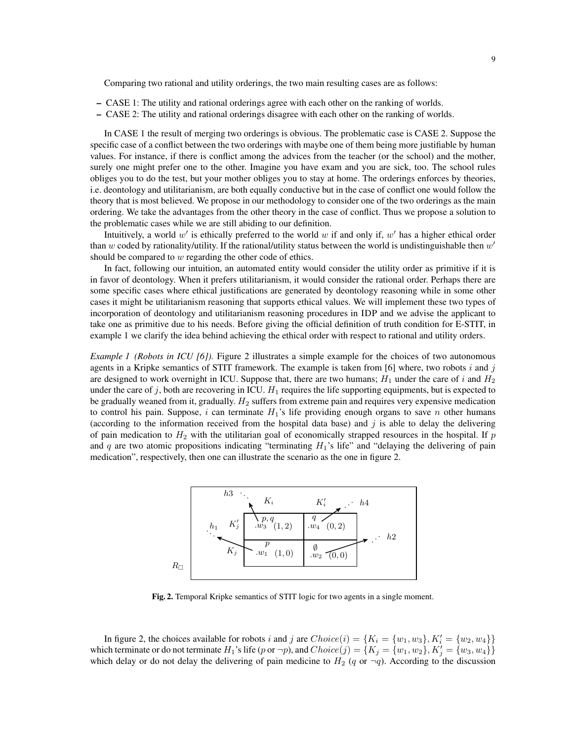Comparing two rational and utility orderings, the two main resulting cases are as follows:

- CASE 1: The utility and rational orderings agree with each other on the ranking of worlds.
- CASE 2: The utility and rational orderings disagree with each other on the ranking of worlds.

In CASE 1 the result of merging two orderings is obvious. The problematic case is CASE 2. Suppose the specific case of a conflict between the two orderings with maybe one of them being more justifiable by human values. For instance, if there is conflict among the advices from the teacher (or the school) and the mother, surely one might prefer one to the other. Imagine you have exam and you are sick, too. The school rules obliges you to do the test, but your mother obliges you to stay at home. The orderings enforces by theories, i.e. deontology and utilitarianism, are both equally conductive but in the case of conflict one would follow the theory that is most believed. We propose in our methodology to consider one of the two orderings as the main ordering. We take the advantages from the other theory in the case of conflict. Thus we propose a solution to the problematic cases while we are still abiding to our definition.

Intuitively, a world $w'$ is ethically preferred to the world $w$ if and only if, $w'$ has a higher ethical order than $w$ coded by rationality/utility. If the rational/utility status between the world is undistinguishable then $w'$ should be compared to $w$ regarding the other code of ethics.

In fact, following our intuition, an automated entity would consider the utility order as primitive if it is in favor of deontology. When it prefers utilitarianism, it would consider the rational order. Perhaps there are some specific cases where ethical justifications are generated by deontology reasoning while in some other cases it might be utilitarianism reasoning that supports ethical values. We will implement these two types of incorporation of deontology and utilitarianism reasoning procedures in IDP and we advise the applicant to take one as primitive due to his needs. Before giving the official definition of truth condition for E-STIT, in example 1 we clarify the idea behind achieving the ethical order with respect to rational and utility orders.

*Example 1 (Robots in ICU [6]).* Figure 2 illustrates a simple example for the choices of two autonomous agents in a Kripke semantics of STIT framework. The example is taken from [6] where, two robots $i$ and $j$ are designed to work overnight in ICU. Suppose that, there are two humans; $H_1$ under the care of $i$ and $H_2$ under the care of $j$, both are recovering in ICU. $H_1$ requires the life supporting equipments, but is expected to be gradually weaned from it, gradually. $H_2$ suffers from extreme pain and requires very expensive medication to control his pain. Suppose, $i$ can terminate $H_1$'s life providing enough organs to save $n$ other humans (according to the information received from the hospital data base) and $j$ is able to delay the delivering of pain medication to $H_2$ with the utilitarian goal of economically strapped resources in the hospital. If $p$ and $q$ are two atomic propositions indicating "terminating $H_1$'s life" and "delaying the delivering of pain medication", respectively, then one can illustrate the scenario as the one in figure 2.

h3 · $K_i$ · $K_i'$ · h4
$h_1$ · $K_j'$ · $p, q$ · $.w_3$ (1, 2) · $q$ · $.w_4$ (0, 2)
$K_j$ · $p$ · $.w_1$ (1, 0) · $\emptyset$ · $.w_2$ (0, 0) · h2
$R_\square$

**Fig. 2.** Temporal Kripke semantics of STIT logic for two agents in a single moment.

In figure 2, the choices available for robots $i$ and $j$ are $Choice(i) = \{K_i = \{w_1, w_3\}, K_i' = \{w_2, w_4\}\}$ which terminate or do not terminate $H_1$'s life ($p$ or $\neg p$), and $Choice(j) = \{K_j = \{w_1, w_2\}, K_j' = \{w_3, w_4\}\}$ which delay or do not delay the delivering of pain medicine to $H_2$ ($q$ or $\neg q$). According to the discussion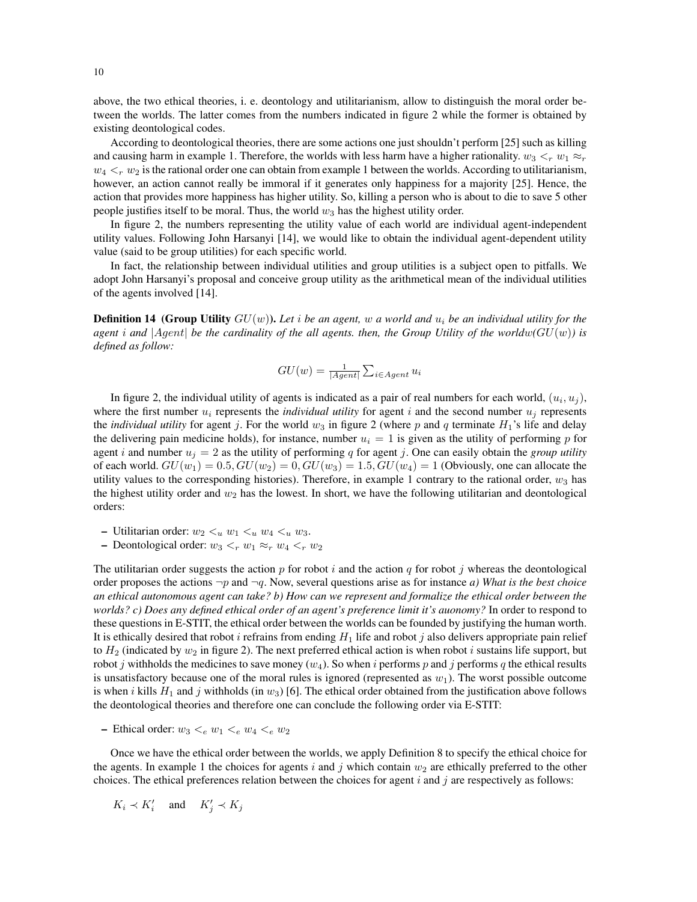above, the two ethical theories, i. e. deontology and utilitarianism, allow to distinguish the moral order between the worlds. The latter comes from the numbers indicated in figure 2 while the former is obtained by existing deontological codes.

According to deontological theories, there are some actions one just shouldn't perform [25] such as killing and causing harm in example 1. Therefore, the worlds with less harm have a higher rationality. $w_3 <_r w_1 \approx_r w_4 <_r w_2$ is the rational order one can obtain from example 1 between the worlds. According to utilitarianism, however, an action cannot really be immoral if it generates only happiness for a majority [25]. Hence, the action that provides more happiness has higher utility. So, killing a person who is about to die to save 5 other people justifies itself to be moral. Thus, the world $w_3$ has the highest utility order.

In figure 2, the numbers representing the utility value of each world are individual agent-independent utility values. Following John Harsanyi [14], we would like to obtain the individual agent-dependent utility value (said to be group utilities) for each specific world.

In fact, the relationship between individual utilities and group utilities is a subject open to pitfalls. We adopt John Harsanyi's proposal and conceive group utility as the arithmetical mean of the individual utilities of the agents involved [14].

**Definition 14 (Group Utility $GU(w)$).** *Let $i$ be an agent, $w$ a world and $u_i$ be an individual utility for the agent $i$ and $|Agent|$ be the cardinality of the all agents. then, the Group Utility of the world$w(GU(w))$ is defined as follow:*

$$GU(w) = \frac{1}{|Agent|} \sum_{i \in Agent} u_i$$

In figure 2, the individual utility of agents is indicated as a pair of real numbers for each world, $(u_i, u_j)$, where the first number $u_i$ represents the *individual utility* for agent $i$ and the second number $u_j$ represents the *individual utility* for agent $j$. For the world $w_3$ in figure 2 (where $p$ and $q$ terminate $H_1$'s life and delay the delivering pain medicine holds), for instance, number $u_i = 1$ is given as the utility of performing $p$ for agent $i$ and number $u_j = 2$ as the utility of performing $q$ for agent $j$. One can easily obtain the *group utility* of each world. $GU(w_1) = 0.5, GU(w_2) = 0, GU(w_3) = 1.5, GU(w_4) = 1$ (Obviously, one can allocate the utility values to the corresponding histories). Therefore, in example 1 contrary to the rational order, $w_3$ has the highest utility order and $w_2$ has the lowest. In short, we have the following utilitarian and deontological orders:

- Utilitarian order: $w_2 <_u w_1 <_u w_4 <_u w_3$.
- Deontological order: $w_3 <_r w_1 \approx_r w_4 <_r w_2$

The utilitarian order suggests the action $p$ for robot $i$ and the action $q$ for robot $j$ whereas the deontological order proposes the actions $\neg p$ and $\neg q$. Now, several questions arise as for instance *a) What is the best choice an ethical autonomous agent can take? b) How can we represent and formalize the ethical order between the worlds? c) Does any defined ethical order of an agent's preference limit it's auonomy?* In order to respond to these questions in E-STIT, the ethical order between the worlds can be founded by justifying the human worth. It is ethically desired that robot $i$ refrains from ending $H_1$ life and robot $j$ also delivers appropriate pain relief to $H_2$ (indicated by $w_2$ in figure 2). The next preferred ethical action is when robot $i$ sustains life support, but robot $j$ withholds the medicines to save money ($w_4$). So when $i$ performs $p$ and $j$ performs $q$ the ethical results is unsatisfactory because one of the moral rules is ignored (represented as $w_1$). The worst possible outcome is when $i$ kills $H_1$ and $j$ withholds (in $w_3$) [6]. The ethical order obtained from the justification above follows the deontological theories and therefore one can conclude the following order via E-STIT:

- Ethical order: $w_3 <_e w_1 <_e w_4 <_e w_2$

Once we have the ethical order between the worlds, we apply Definition 8 to specify the ethical choice for the agents. In example 1 the choices for agents $i$ and $j$ which contain $w_2$ are ethically preferred to the other choices. The ethical preferences relation between the choices for agent $i$ and $j$ are respectively as follows:

$K_i \prec K'_i$ and $K'_j \prec K_j$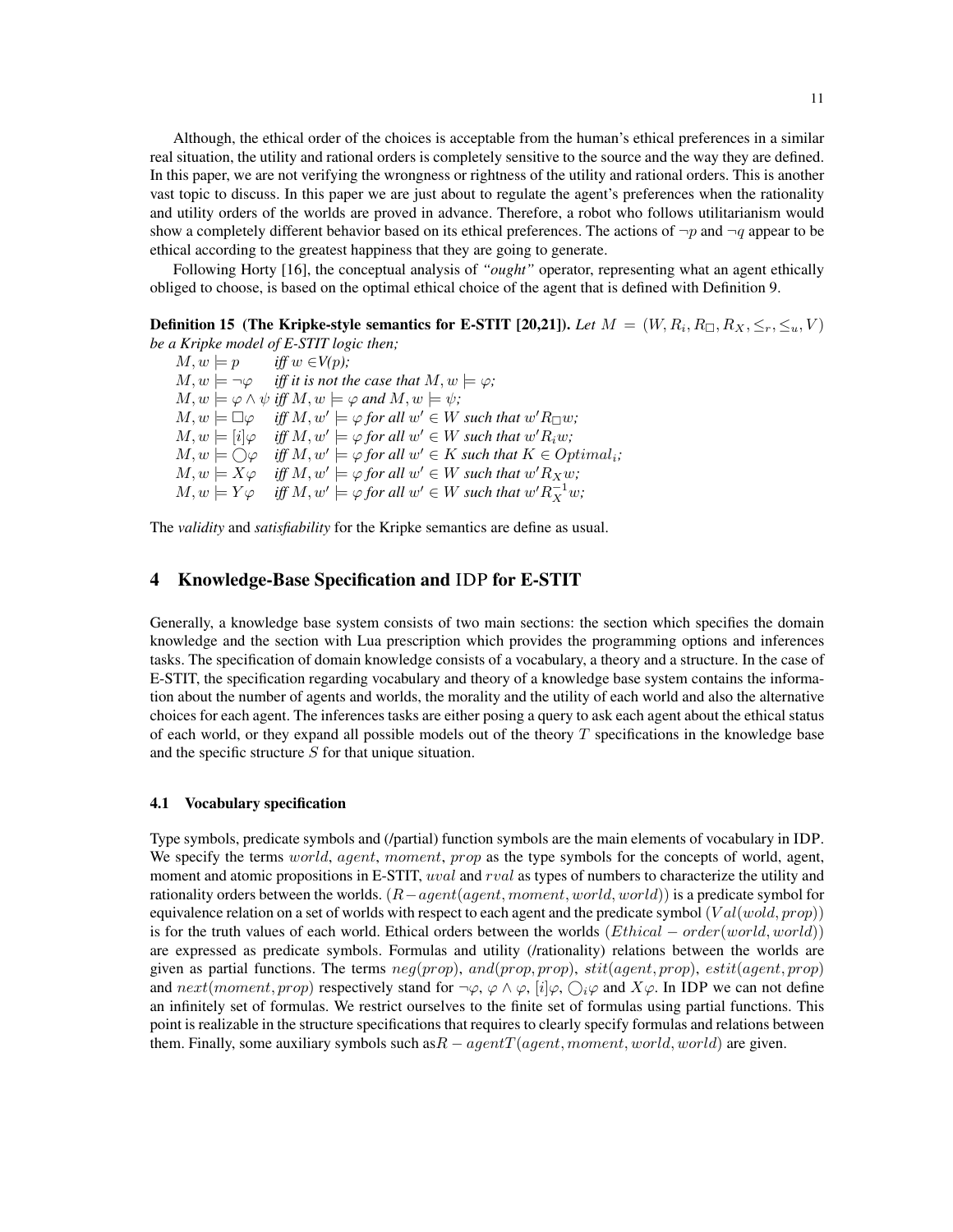Although, the ethical order of the choices is acceptable from the human's ethical preferences in a similar real situation, the utility and rational orders is completely sensitive to the source and the way they are defined. In this paper, we are not verifying the wrongness or rightness of the utility and rational orders. This is another vast topic to discuss. In this paper we are just about to regulate the agent's preferences when the rationality and utility orders of the worlds are proved in advance. Therefore, a robot who follows utilitarianism would show a completely different behavior based on its ethical preferences. The actions of $\neg p$ and $\neg q$ appear to be ethical according to the greatest happiness that they are going to generate.

Following Horty [16], the conceptual analysis of *"ought"* operator, representing what an agent ethically obliged to choose, is based on the optimal ethical choice of the agent that is defined with Definition 9.

**Definition 15 (The Kripke-style semantics for E-STIT [20,21]).** *Let $M = (W, R_i, R_\Box, R_X, \leq_r, \leq_u, V)$ be a Kripke model of E-STIT logic then;*

$M, w \models p$ *iff $w \in V(p)$;*
$M, w \models \neg\varphi$ *iff it is not the case that $M, w \models \varphi$;*
$M, w \models \varphi \wedge \psi$ *iff $M, w \models \varphi$ and $M, w \models \psi$;*
$M, w \models \Box\varphi$ *iff $M, w' \models \varphi$ for all $w' \in W$ such that $w' R_\Box w$;*
$M, w \models [i]\varphi$ *iff $M, w' \models \varphi$ for all $w' \in W$ such that $w' R_i w$;*
$M, w \models \bigcirc\varphi$ *iff $M, w' \models \varphi$ for all $w' \in K$ such that $K \in Optimal_i$;*
$M, w \models X\varphi$ *iff $M, w' \models \varphi$ for all $w' \in W$ such that $w' R_X w$;*
$M, w \models Y\varphi$ *iff $M, w' \models \varphi$ for all $w' \in W$ such that $w' R_X^{-1} w$;*

The *validity* and *satisfiability* for the Kripke semantics are define as usual.

## 4 Knowledge-Base Specification and IDP for E-STIT

Generally, a knowledge base system consists of two main sections: the section which specifies the domain knowledge and the section with Lua prescription which provides the programming options and inferences tasks. The specification of domain knowledge consists of a vocabulary, a theory and a structure. In the case of E-STIT, the specification regarding vocabulary and theory of a knowledge base system contains the information about the number of agents and worlds, the morality and the utility of each world and also the alternative choices for each agent. The inferences tasks are either posing a query to ask each agent about the ethical status of each world, or they expand all possible models out of the theory $T$ specifications in the knowledge base and the specific structure $S$ for that unique situation.

### 4.1 Vocabulary specification

Type symbols, predicate symbols and (/partial) function symbols are the main elements of vocabulary in IDP. We specify the terms $world$, $agent$, $moment$, $prop$ as the type symbols for the concepts of world, agent, moment and atomic propositions in E-STIT, $uval$ and $rval$ as types of numbers to characterize the utility and rationality orders between the worlds. $(R-agent(agent, moment, world, world))$ is a predicate symbol for equivalence relation on a set of worlds with respect to each agent and the predicate symbol $(Val(wold, prop))$ is for the truth values of each world. Ethical orders between the worlds $(Ethical-order(world, world))$ are expressed as predicate symbols. Formulas and utility (/rationality) relations between the worlds are given as partial functions. The terms $neg(prop)$, $and(prop, prop)$, $stit(agent, prop)$, $estit(agent, prop)$ and $next(moment, prop)$ respectively stand for $\neg\varphi$, $\varphi \wedge \varphi$, $[i]\varphi$, $\bigcirc_i\varphi$ and $X\varphi$. In IDP we can not define an infinitely set of formulas. We restrict ourselves to the finite set of formulas using partial functions. This point is realizable in the structure specifications that requires to clearly specify formulas and relations between them. Finally, some auxiliary symbols such as$R-agentT(agent, moment, world, world)$ are given.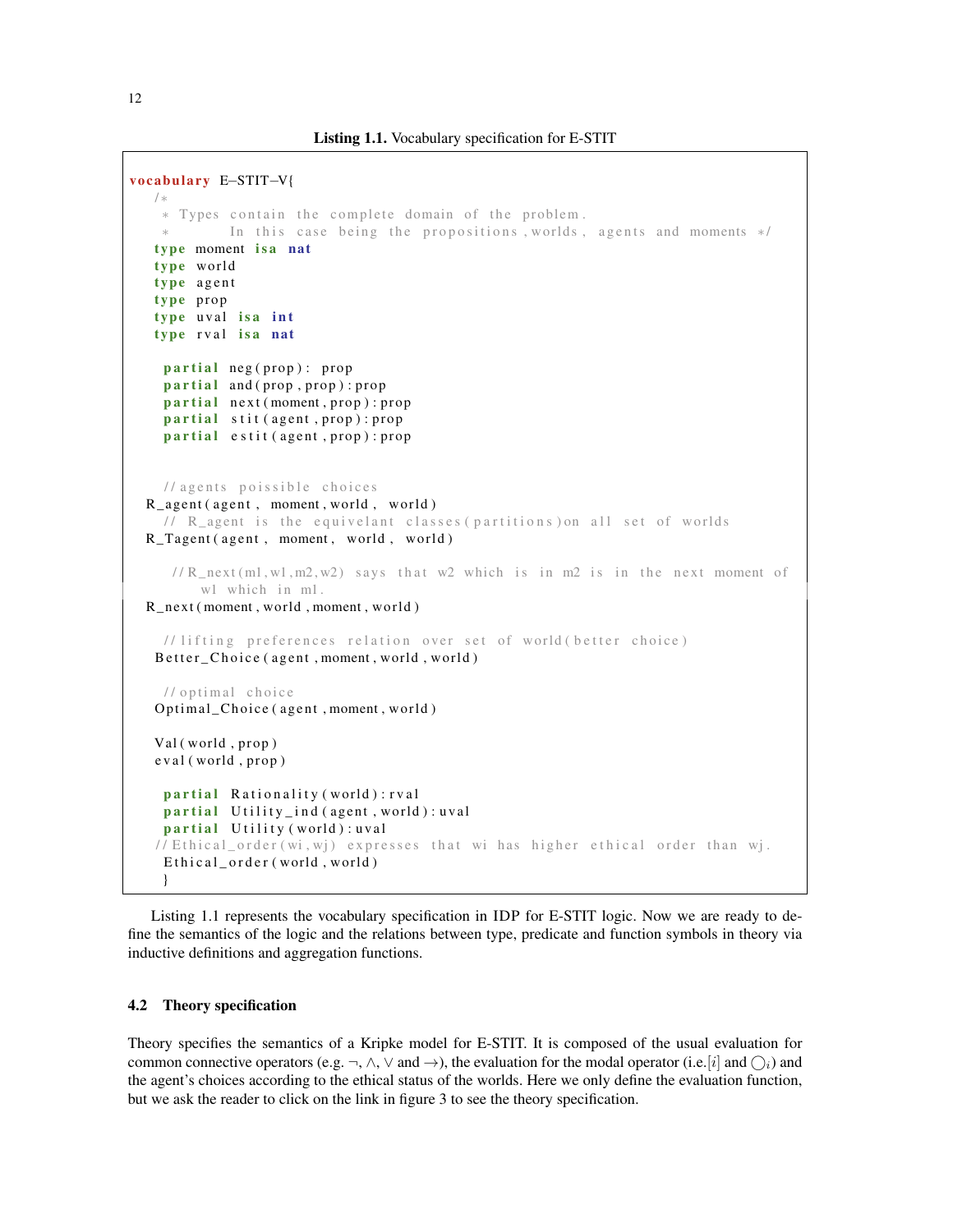**Listing 1.1.** Vocabulary specification for E-STIT

```
vocabulary E-STIT-V{
  /*
   * Types contain the complete domain of the problem.
   *      In this case being the propositions, worlds, agents and moments */
  type moment isa nat
  type world
  type agent
  type prop
  type uval isa int
  type rval isa nat

   partial neg(prop): prop
   partial and(prop,prop):prop
   partial next(moment,prop):prop
   partial stit(agent,prop):prop
   partial estit(agent,prop):prop


   //agents poissible choices
 R_agent(agent, moment,world, world)
   // R_agent is the equivelant classes(partitions)on all set of worlds
 R_Tagent(agent, moment, world, world)

    //R_next(m1,w1,m2,w2) says that w2 which is in m2 is in the next moment of
       w1 which in m1.
 R_next(moment,world,moment,world)

   //lifting preferences relation over set of world(better choice)
  Better_Choice(agent,moment,world,world)

   //optimal choice
  Optimal_Choice(agent,moment,world)

  Val(world,prop)
  eval(world,prop)

   partial Rationality(world):rval
   partial Utility_ind(agent,world):uval
   partial Utility(world):uval
  //Ethical_order(wi,wj) expresses that wi has higher ethical order than wj.
   Ethical_order(world,world)
   }
```

Listing 1.1 represents the vocabulary specification in IDP for E-STIT logic. Now we are ready to define the semantics of the logic and the relations between type, predicate and function symbols in theory via inductive definitions and aggregation functions.

### 4.2 Theory specification

Theory specifies the semantics of a Kripke model for E-STIT. It is composed of the usual evaluation for common connective operators (e.g. $\neg$, $\wedge$, $\vee$ and $\rightarrow$), the evaluation for the modal operator (i.e.$[i]$ and $\bigcirc_i$) and the agent's choices according to the ethical status of the worlds. Here we only define the evaluation function, but we ask the reader to click on the link in figure 3 to see the theory specification.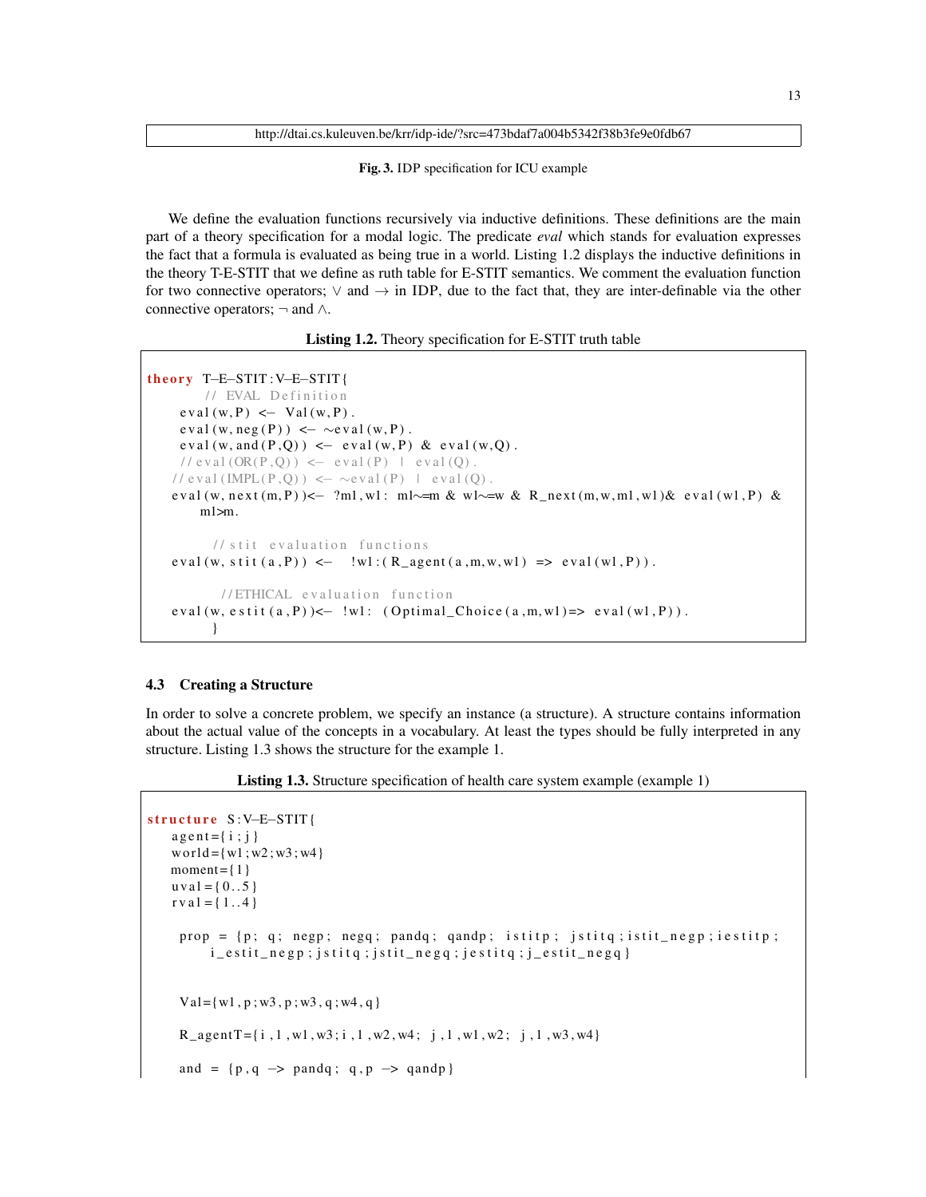http://dtai.cs.kuleuven.be/krr/idp-ide/?src=473bdaf7a004b5342f38b3fe9e0fdb67

**Fig. 3.** IDP specification for ICU example

We define the evaluation functions recursively via inductive definitions. These definitions are the main part of a theory specification for a modal logic. The predicate *eval* which stands for evaluation expresses the fact that a formula is evaluated as being true in a world. Listing 1.2 displays the inductive definitions in the theory T-E-STIT that we define as ruth table for E-STIT semantics. We comment the evaluation function for two connective operators; $\vee$ and $\rightarrow$ in IDP, due to the fact that, they are inter-definable via the other connective operators; $\neg$ and $\wedge$.

**Listing 1.2.** Theory specification for E-STIT truth table

```
theory T-E-STIT:V-E-STIT{
       // EVAL Definition
    eval(w,P) <- Val(w,P).
    eval(w,neg(P)) <- ~eval(w,P).
    eval(w,and(P,Q)) <- eval(w,P) & eval(w,Q).
    //eval(OR(P,Q)) <- eval(P) | eval(Q).
   //eval(IMPL(P,Q)) <- ~eval(P) | eval(Q).
   eval(w,next(m,P))<- ?m1,w1: m1~=m & w1~=w & R_next(m,w,m1,w1)& eval(w1,P) &
       m1>m.

        // stit evaluation functions
   eval(w,stit(a,P)) <-  !w1:(R_agent(a,m,w,w1) => eval(w1,P)).

         //ETHICAL evaluation function
   eval(w,estit(a,P))<- !w1: (Optimal_Choice(a,m,w1)=> eval(w1,P)).
        }
```

### 4.3 Creating a Structure

In order to solve a concrete problem, we specify an instance (a structure). A structure contains information about the actual value of the concepts in a vocabulary. At least the types should be fully interpreted in any structure. Listing 1.3 shows the structure for the example 1.

**Listing 1.3.** Structure specification of health care system example (example 1)

```
structure S:V-E-STIT{
   agent={i;j}
   world={w1;w2;w3;w4}
   moment={1}
   uval={0..5}
   rval={1..4}

    prop = {p; q; negp; negq; pandq; qandp; istitp; jstitq;istit_negp;iestitp;
        i_estit_negp;jstitq;jstit_negq;jestitq;j_estit_negq}


    Val={w1,p;w3,p;w3,q;w4,q}

    R_agentT={i,1,w1,w3;i,1,w2,w4;  j,1,w1,w2;  j,1,w3,w4}

    and = {p,q -> pandq; q,p -> qandp}
```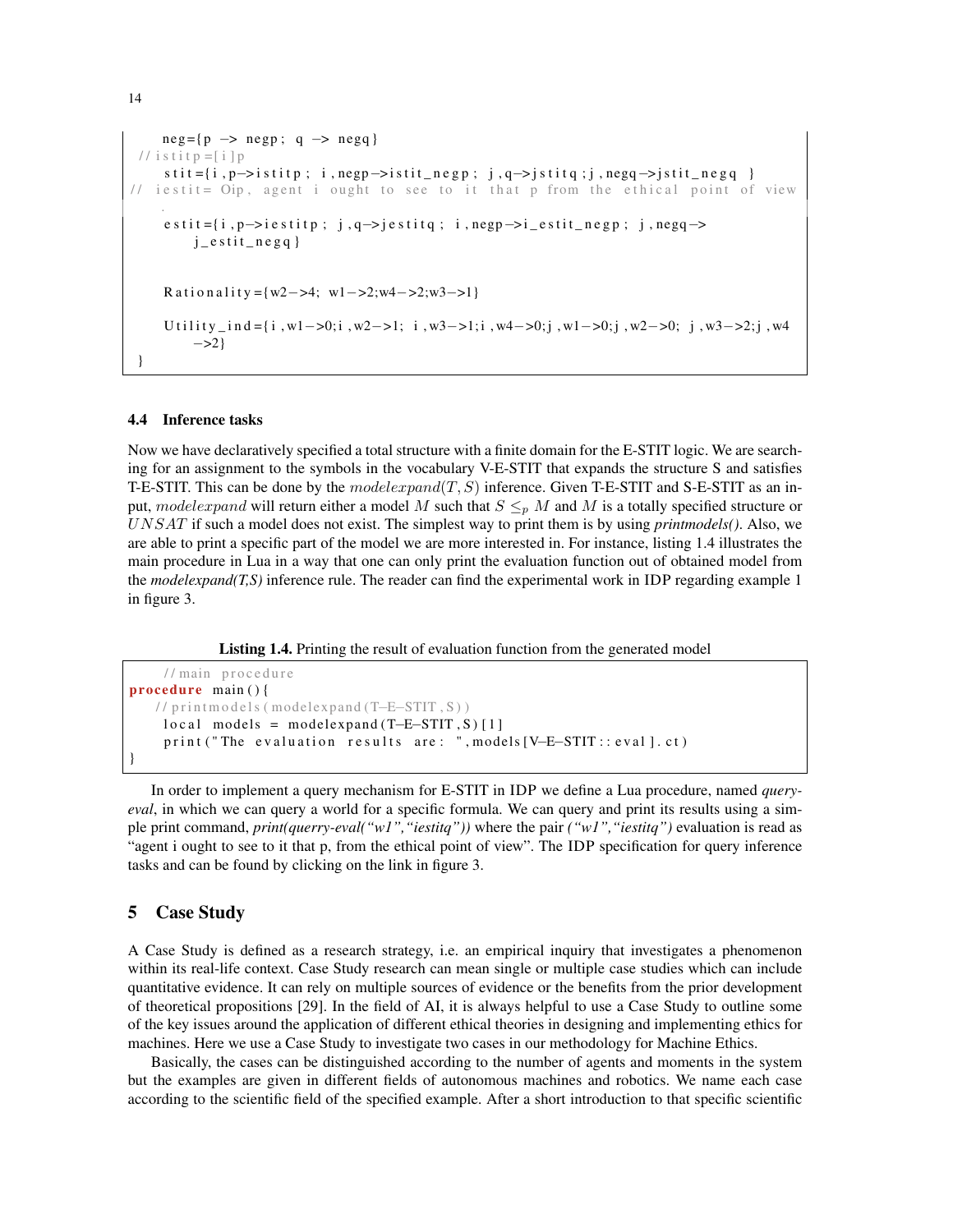```
    neg={p -> negp; q -> negq}
 //istitp=[i]p
    stit={i,p->istitp; i,negp->istit_negp; j,q->jstitq;j,negq->jstit_negq }
//  iestit= Oip, agent i ought to see to it that p from the ethical point of view
    .
    estit={i,p->iestitp; j,q->jestitq; i,negp->i_estit_negp; j,negq->
        j_estit_negq}


    Rationality={w2->4; w1->2;w4->2;w3->1}

    Utility_ind={i,w1->0;i,w2->1; i,w3->1;i,w4->0;j,w1->0;j,w2->0; j,w3->2;j,w4
        ->2}
 }
```

### 4.4 Inference tasks

Now we have declaratively specified a total structure with a finite domain for the E-STIT logic. We are searching for an assignment to the symbols in the vocabulary V-E-STIT that expands the structure S and satisfies T-E-STIT. This can be done by the $modelexpand(T,S)$ inference. Given T-E-STIT and S-E-STIT as an input, $modelexpand$ will return either a model $M$ such that $S \leq_p M$ and $M$ is a totally specified structure or $UNSAT$ if such a model does not exist. The simplest way to print them is by using ***printmodels()***. Also, we are able to print a specific part of the model we are more interested in. For instance, listing 1.4 illustrates the main procedure in Lua in a way that one can only print the evaluation function out of obtained model from the ***modelexpand(T,S)*** inference rule. The reader can find the experimental work in IDP regarding example 1 in figure 3.

**Listing 1.4.** Printing the result of evaluation function from the generated model

```
    //main procedure
procedure main(){
   //printmodels(modelexpand(T-E-STIT,S))
    local models = modelexpand(T-E-STIT,S)[1]
    print("The evaluation results are: ",models[V-E-STIT::eval].ct)
}
```

In order to implement a query mechanism for E-STIT in IDP we define a Lua procedure, named *querry-eval*, in which we can query a world for a specific formula. We can query and print its results using a simple print command, *print(querry-eval("w1","iestitq"))* where the pair *("w1","iestitq")* evaluation is read as "agent i ought to see to it that p, from the ethical point of view". The IDP specification for query inference tasks and can be found by clicking on the link in figure 3.

## 5 Case Study

A Case Study is defined as a research strategy, i.e. an empirical inquiry that investigates a phenomenon within its real-life context. Case Study research can mean single or multiple case studies which can include quantitative evidence. It can rely on multiple sources of evidence or the benefits from the prior development of theoretical propositions [29]. In the field of AI, it is always helpful to use a Case Study to outline some of the key issues around the application of different ethical theories in designing and implementing ethics for machines. Here we use a Case Study to investigate two cases in our methodology for Machine Ethics.

Basically, the cases can be distinguished according to the number of agents and moments in the system but the examples are given in different fields of autonomous machines and robotics. We name each case according to the scientific field of the specified example. After a short introduction to that specific scientific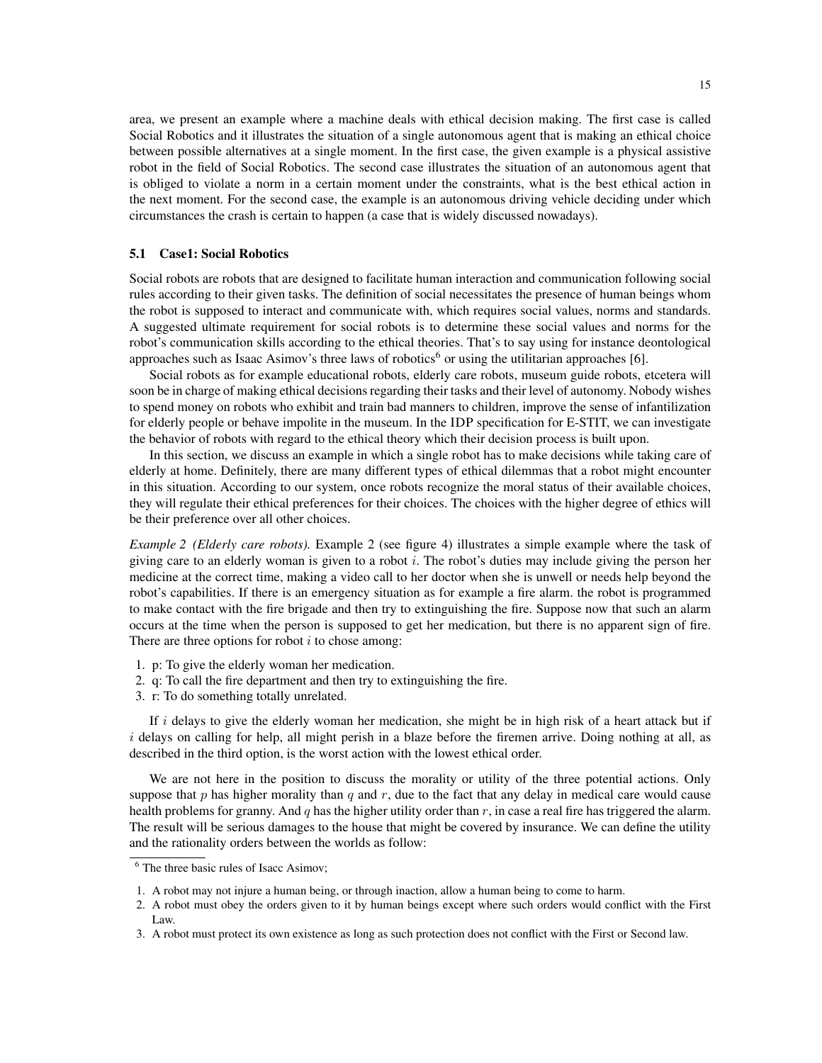area, we present an example where a machine deals with ethical decision making. The first case is called Social Robotics and it illustrates the situation of a single autonomous agent that is making an ethical choice between possible alternatives at a single moment. In the first case, the given example is a physical assistive robot in the field of Social Robotics. The second case illustrates the situation of an autonomous agent that is obliged to violate a norm in a certain moment under the constraints, what is the best ethical action in the next moment. For the second case, the example is an autonomous driving vehicle deciding under which circumstances the crash is certain to happen (a case that is widely discussed nowadays).

### 5.1 Case1: Social Robotics

Social robots are robots that are designed to facilitate human interaction and communication following social rules according to their given tasks. The definition of social necessitates the presence of human beings whom the robot is supposed to interact and communicate with, which requires social values, norms and standards. A suggested ultimate requirement for social robots is to determine these social values and norms for the robot's communication skills according to the ethical theories. That's to say using for instance deontological approaches such as Isaac Asimov's three laws of robotics[6] or using the utilitarian approaches [6].

Social robots as for example educational robots, elderly care robots, museum guide robots, etcetera will soon be in charge of making ethical decisions regarding their tasks and their level of autonomy. Nobody wishes to spend money on robots who exhibit and train bad manners to children, improve the sense of infantilization for elderly people or behave impolite in the museum. In the IDP specification for E-STIT, we can investigate the behavior of robots with regard to the ethical theory which their decision process is built upon.

In this section, we discuss an example in which a single robot has to make decisions while taking care of elderly at home. Definitely, there are many different types of ethical dilemmas that a robot might encounter in this situation. According to our system, once robots recognize the moral status of their available choices, they will regulate their ethical preferences for their choices. The choices with the higher degree of ethics will be their preference over all other choices.

*Example 2 (Elderly care robots).* Example 2 (see figure 4) illustrates a simple example where the task of giving care to an elderly woman is given to a robot $i$. The robot's duties may include giving the person her medicine at the correct time, making a video call to her doctor when she is unwell or needs help beyond the robot's capabilities. If there is an emergency situation as for example a fire alarm. the robot is programmed to make contact with the fire brigade and then try to extinguishing the fire. Suppose now that such an alarm occurs at the time when the person is supposed to get her medication, but there is no apparent sign of fire. There are three options for robot $i$ to chose among:

1. p: To give the elderly woman her medication.
2. q: To call the fire department and then try to extinguishing the fire.
3. r: To do something totally unrelated.

If $i$ delays to give the elderly woman her medication, she might be in high risk of a heart attack but if $i$ delays on calling for help, all might perish in a blaze before the firemen arrive. Doing nothing at all, as described in the third option, is the worst action with the lowest ethical order.

We are not here in the position to discuss the morality or utility of the three potential actions. Only suppose that $p$ has higher morality than $q$ and $r$, due to the fact that any delay in medical care would cause health problems for granny. And $q$ has the higher utility order than $r$, in case a real fire has triggered the alarm. The result will be serious damages to the house that might be covered by insurance. We can define the utility and the rationality orders between the worlds as follow:

---

[6] The three basic rules of Isacc Asimov;

1. A robot may not injure a human being, or through inaction, allow a human being to come to harm.
2. A robot must obey the orders given to it by human beings except where such orders would conflict with the First Law.
3. A robot must protect its own existence as long as such protection does not conflict with the First or Second law.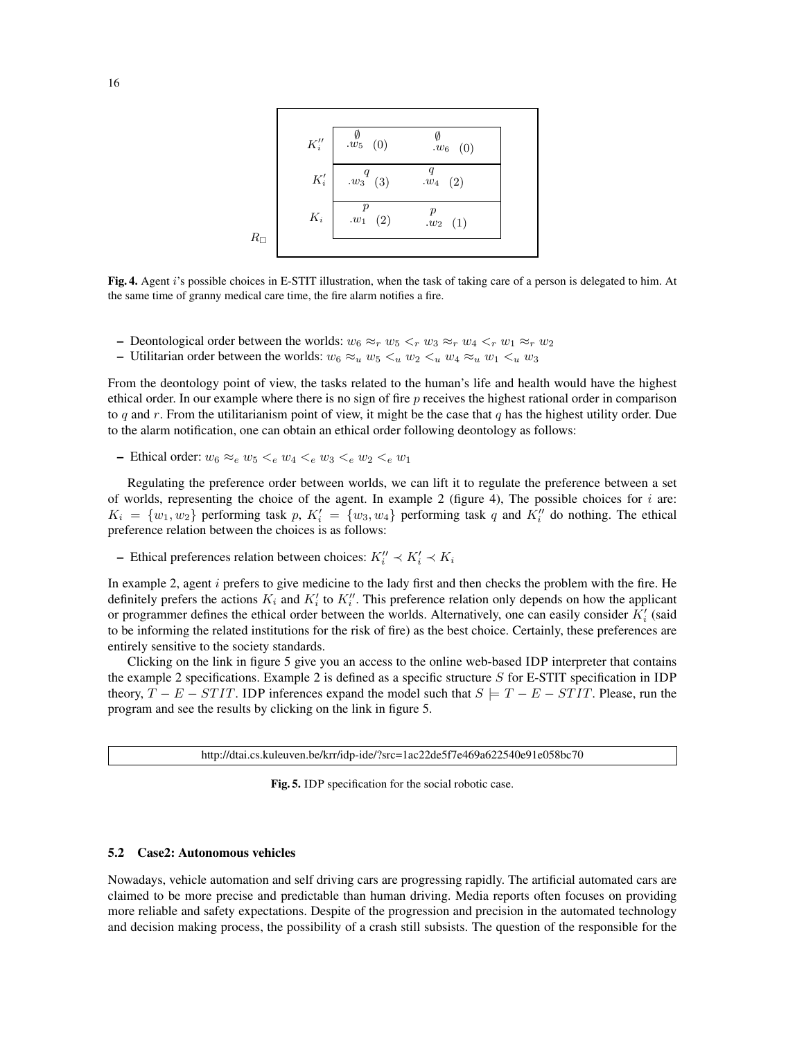| | | |
|---|---|---|
| $K_i''$ | $\emptyset$ $.w_5$ (0) | $\emptyset$ $.w_6$ (0) |
| $K_i'$ | $q$ $.w_3$ (3) | $q$ $.w_4$ (2) |
| $K_i$ | $p$ $.w_1$ (2) | $p$ $.w_2$ (1) |

$R_\Box$

**Fig. 4.** Agent $i$'s possible choices in E-STIT illustration, when the task of taking care of a person is delegated to him. At the same time of granny medical care time, the fire alarm notifies a fire.

- Deontological order between the worlds: $w_6 \approx_r w_5 <_r w_3 \approx_r w_4 <_r w_1 \approx_r w_2$
- Utilitarian order between the worlds: $w_6 \approx_u w_5 <_u w_2 <_u w_4 \approx_u w_1 <_u w_3$

From the deontology point of view, the tasks related to the human's life and health would have the highest ethical order. In our example where there is no sign of fire $p$ receives the highest rational order in comparison to $q$ and $r$. From the utilitarianism point of view, it might be the case that $q$ has the highest utility order. Due to the alarm notification, one can obtain an ethical order following deontology as follows:

- Ethical order: $w_6 \approx_e w_5 <_e w_4 <_e w_3 <_e w_2 <_e w_1$

Regulating the preference order between worlds, we can lift it to regulate the preference between a set of worlds, representing the choice of the agent. In example 2 (figure 4), The possible choices for $i$ are: $K_i = \{w_1, w_2\}$ performing task $p$, $K_i' = \{w_3, w_4\}$ performing task $q$ and $K_i''$ do nothing. The ethical preference relation between the choices is as follows:

- Ethical preferences relation between choices: $K_i'' \prec K_i' \prec K_i$

In example 2, agent $i$ prefers to give medicine to the lady first and then checks the problem with the fire. He definitely prefers the actions $K_i$ and $K_i'$ to $K_i''$. This preference relation only depends on how the applicant or programmer defines the ethical order between the worlds. Alternatively, one can easily consider $K_i'$ (said to be informing the related institutions for the risk of fire) as the best choice. Certainly, these preferences are entirely sensitive to the society standards.

Clicking on the link in figure 5 give you an access to the online web-based IDP interpreter that contains the example 2 specifications. Example 2 is defined as a specific structure $S$ for E-STIT specification in IDP theory, $T - E - STIT$. IDP inferences expand the model such that $S \models T - E - STIT$. Please, run the program and see the results by clicking on the link in figure 5.

http://dtai.cs.kuleuven.be/krr/idp-ide/?src=1ac22de5f7e469a622540e91e058bc70

**Fig. 5.** IDP specification for the social robotic case.

### 5.2 Case2: Autonomous vehicles

Nowadays, vehicle automation and self driving cars are progressing rapidly. The artificial automated cars are claimed to be more precise and predictable than human driving. Media reports often focuses on providing more reliable and safety expectations. Despite of the progression and precision in the automated technology and decision making process, the possibility of a crash still subsists. The question of the responsible for the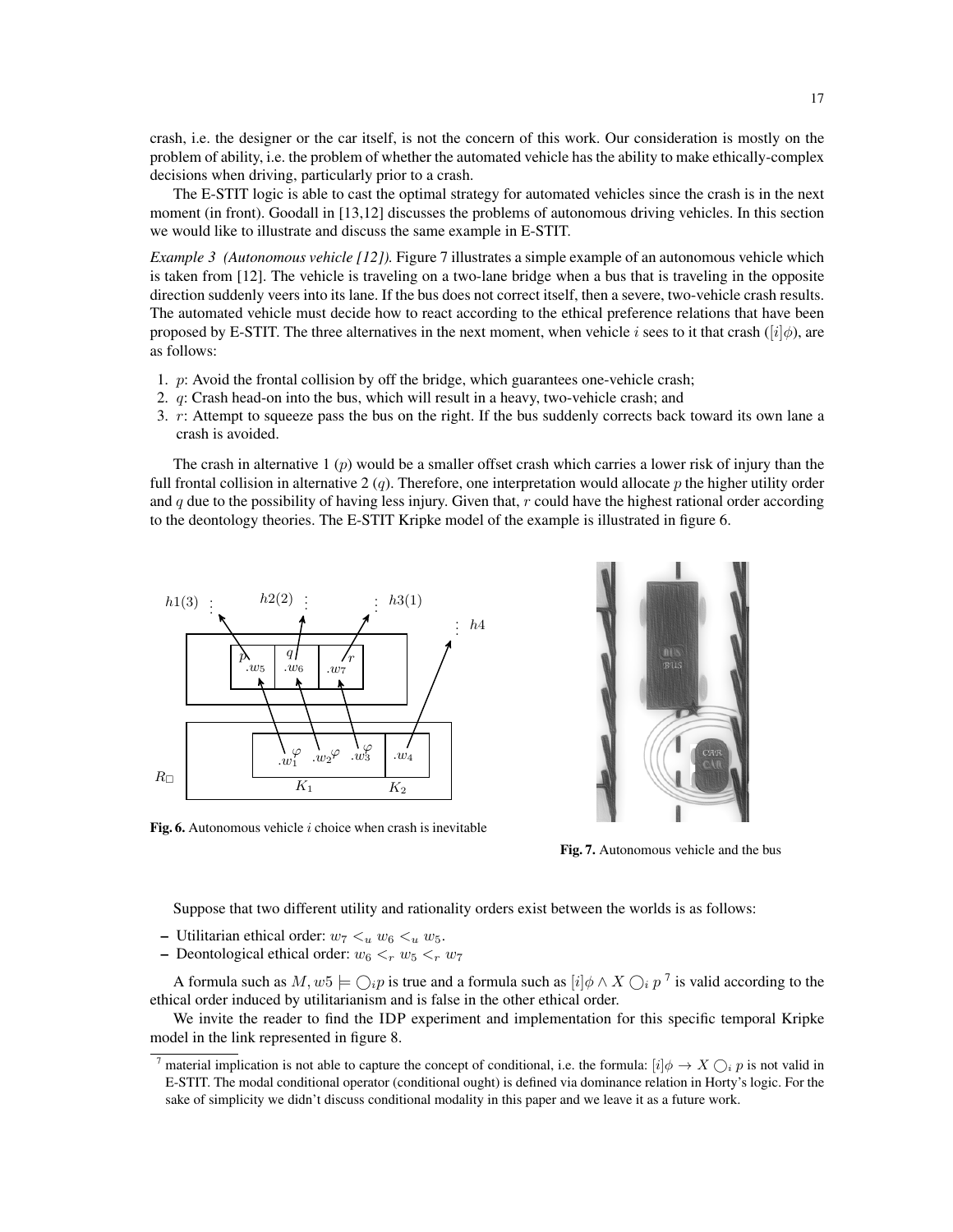crash, i.e. the designer or the car itself, is not the concern of this work. Our consideration is mostly on the problem of ability, i.e. the problem of whether the automated vehicle has the ability to make ethically-complex decisions when driving, particularly prior to a crash.

The E-STIT logic is able to cast the optimal strategy for automated vehicles since the crash is in the next moment (in front). Goodall in [13,12] discusses the problems of autonomous driving vehicles. In this section we would like to illustrate and discuss the same example in E-STIT.

*Example 3 (Autonomous vehicle [12]).* Figure 7 illustrates a simple example of an autonomous vehicle which is taken from [12]. The vehicle is traveling on a two-lane bridge when a bus that is traveling in the opposite direction suddenly veers into its lane. If the bus does not correct itself, then a severe, two-vehicle crash results. The automated vehicle must decide how to react according to the ethical preference relations that have been proposed by E-STIT. The three alternatives in the next moment, when vehicle $i$ sees to it that crash ($[i]\phi$), are as follows:

1. $p$: Avoid the frontal collision by off the bridge, which guarantees one-vehicle crash;
2. $q$: Crash head-on into the bus, which will result in a heavy, two-vehicle crash; and
3. $r$: Attempt to squeeze pass the bus on the right. If the bus suddenly corrects back toward its own lane a crash is avoided.

The crash in alternative 1 ($p$) would be a smaller offset crash which carries a lower risk of injury than the full frontal collision in alternative 2 ($q$). Therefore, one interpretation would allocate $p$ the higher utility order and $q$ due to the possibility of having less injury. Given that, $r$ could have the highest rational order according to the deontology theories. The E-STIT Kripke model of the example is illustrated in figure 6.

**Fig. 6.** Autonomous vehicle $i$ choice when crash is inevitable

**Fig. 7.** Autonomous vehicle and the bus

Suppose that two different utility and rationality orders exist between the worlds is as follows:

- Utilitarian ethical order: $w_7 <_u w_6 <_u w_5$.
- Deontological ethical order: $w_6 <_r w_5 <_r w_7$

A formula such as $M, w5 \models \bigcirc_i p$ is true and a formula such as $[i]\phi \wedge X \bigcirc_i p$ [7] is valid according to the ethical order induced by utilitarianism and is false in the other ethical order.

We invite the reader to find the IDP experiment and implementation for this specific temporal Kripke model in the link represented in figure 8.

[7] material implication is not able to capture the concept of conditional, i.e. the formula: $[i]\phi \rightarrow X \bigcirc_i p$ is not valid in E-STIT. The modal conditional operator (conditional ought) is defined via dominance relation in Horty's logic. For the sake of simplicity we didn't discuss conditional modality in this paper and we leave it as a future work.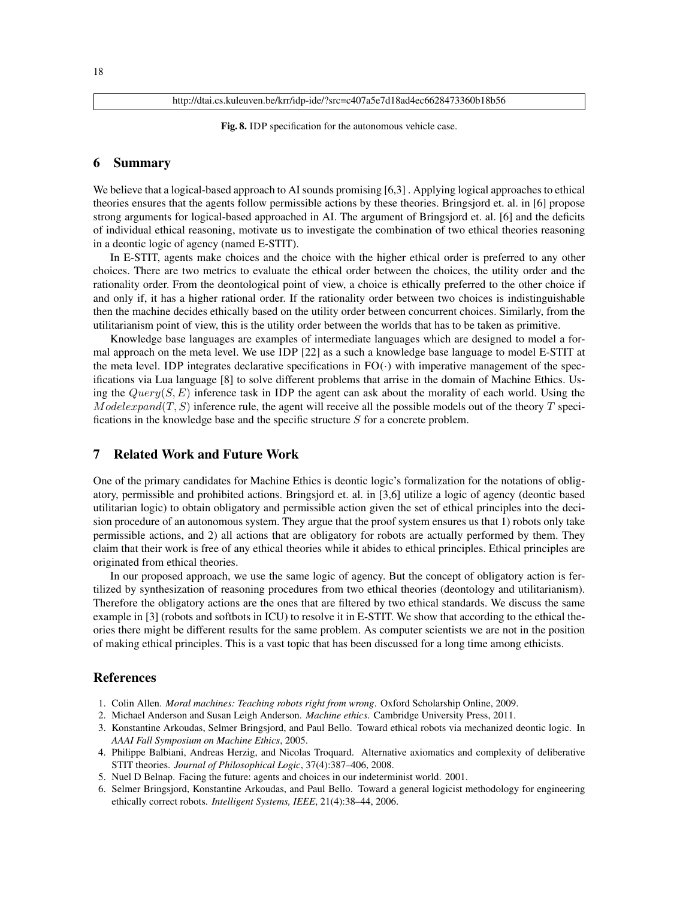http://dtai.cs.kuleuven.be/krr/idp-ide/?src=c407a5e7d18ad4ec6628473360b18b56

**Fig. 8.** IDP specification for the autonomous vehicle case.

## 6 Summary

We believe that a logical-based approach to AI sounds promising [6,3] . Applying logical approaches to ethical theories ensures that the agents follow permissible actions by these theories. Bringsjord et. al. in [6] propose strong arguments for logical-based approached in AI. The argument of Bringsjord et. al. [6] and the deficits of individual ethical reasoning, motivate us to investigate the combination of two ethical theories reasoning in a deontic logic of agency (named E-STIT).

In E-STIT, agents make choices and the choice with the higher ethical order is preferred to any other choices. There are two metrics to evaluate the ethical order between the choices, the utility order and the rationality order. From the deontological point of view, a choice is ethically preferred to the other choice if and only if, it has a higher rational order. If the rationality order between two choices is indistinguishable then the machine decides ethically based on the utility order between concurrent choices. Similarly, from the utilitarianism point of view, this is the utility order between the worlds that has to be taken as primitive.

Knowledge base languages are examples of intermediate languages which are designed to model a formal approach on the meta level. We use IDP [22] as a such a knowledge base language to model E-STIT at the meta level. IDP integrates declarative specifications in FO$(\cdot)$ with imperative management of the specifications via Lua language [8] to solve different problems that arise in the domain of Machine Ethics. Using the $Query(S, E)$ inference task in IDP the agent can ask about the morality of each world. Using the $Modelexpand(T, S)$ inference rule, the agent will receive all the possible models out of the theory $T$ specifications in the knowledge base and the specific structure $S$ for a concrete problem.

## 7 Related Work and Future Work

One of the primary candidates for Machine Ethics is deontic logic's formalization for the notations of obligatory, permissible and prohibited actions. Bringsjord et. al. in [3,6] utilize a logic of agency (deontic based utilitarian logic) to obtain obligatory and permissible action given the set of ethical principles into the decision procedure of an autonomous system. They argue that the proof system ensures us that 1) robots only take permissible actions, and 2) all actions that are obligatory for robots are actually performed by them. They claim that their work is free of any ethical theories while it abides to ethical principles. Ethical principles are originated from ethical theories.

In our proposed approach, we use the same logic of agency. But the concept of obligatory action is fertilized by synthesization of reasoning procedures from two ethical theories (deontology and utilitarianism). Therefore the obligatory actions are the ones that are filtered by two ethical standards. We discuss the same example in [3] (robots and softbots in ICU) to resolve it in E-STIT. We show that according to the ethical theories there might be different results for the same problem. As computer scientists we are not in the position of making ethical principles. This is a vast topic that has been discussed for a long time among ethicists.

## References

1. Colin Allen. *Moral machines: Teaching robots right from wrong*. Oxford Scholarship Online, 2009.
2. Michael Anderson and Susan Leigh Anderson. *Machine ethics*. Cambridge University Press, 2011.
3. Konstantine Arkoudas, Selmer Bringsjord, and Paul Bello. Toward ethical robots via mechanized deontic logic. In *AAAI Fall Symposium on Machine Ethics*, 2005.
4. Philippe Balbiani, Andreas Herzig, and Nicolas Troquard. Alternative axiomatics and complexity of deliberative STIT theories. *Journal of Philosophical Logic*, 37(4):387–406, 2008.
5. Nuel D Belnap. Facing the future: agents and choices in our indeterminist world. 2001.
6. Selmer Bringsjord, Konstantine Arkoudas, and Paul Bello. Toward a general logicist methodology for engineering ethically correct robots. *Intelligent Systems, IEEE*, 21(4):38–44, 2006.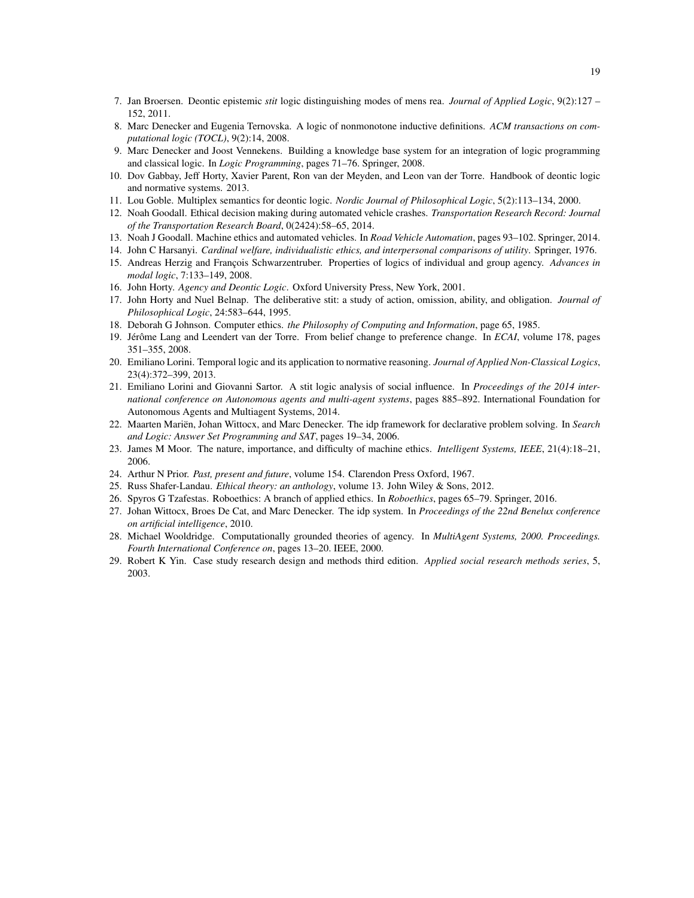7. Jan Broersen. Deontic epistemic *stit* logic distinguishing modes of mens rea. *Journal of Applied Logic*, 9(2):127 – 152, 2011.
8. Marc Denecker and Eugenia Ternovska. A logic of nonmonotone inductive definitions. *ACM transactions on computational logic (TOCL)*, 9(2):14, 2008.
9. Marc Denecker and Joost Vennekens. Building a knowledge base system for an integration of logic programming and classical logic. In *Logic Programming*, pages 71–76. Springer, 2008.
10. Dov Gabbay, Jeff Horty, Xavier Parent, Ron van der Meyden, and Leon van der Torre. Handbook of deontic logic and normative systems. 2013.
11. Lou Goble. Multiplex semantics for deontic logic. *Nordic Journal of Philosophical Logic*, 5(2):113–134, 2000.
12. Noah Goodall. Ethical decision making during automated vehicle crashes. *Transportation Research Record: Journal of the Transportation Research Board*, 0(2424):58–65, 2014.
13. Noah J Goodall. Machine ethics and automated vehicles. In *Road Vehicle Automation*, pages 93–102. Springer, 2014.
14. John C Harsanyi. *Cardinal welfare, individualistic ethics, and interpersonal comparisons of utility*. Springer, 1976.
15. Andreas Herzig and François Schwarzentruber. Properties of logics of individual and group agency. *Advances in modal logic*, 7:133–149, 2008.
16. John Horty. *Agency and Deontic Logic*. Oxford University Press, New York, 2001.
17. John Horty and Nuel Belnap. The deliberative stit: a study of action, omission, ability, and obligation. *Journal of Philosophical Logic*, 24:583–644, 1995.
18. Deborah G Johnson. Computer ethics. *the Philosophy of Computing and Information*, page 65, 1985.
19. Jérôme Lang and Leendert van der Torre. From belief change to preference change. In *ECAI*, volume 178, pages 351–355, 2008.
20. Emiliano Lorini. Temporal logic and its application to normative reasoning. *Journal of Applied Non-Classical Logics*, 23(4):372–399, 2013.
21. Emiliano Lorini and Giovanni Sartor. A stit logic analysis of social influence. In *Proceedings of the 2014 international conference on Autonomous agents and multi-agent systems*, pages 885–892. International Foundation for Autonomous Agents and Multiagent Systems, 2014.
22. Maarten Mariën, Johan Wittocx, and Marc Denecker. The idp framework for declarative problem solving. In *Search and Logic: Answer Set Programming and SAT*, pages 19–34, 2006.
23. James M Moor. The nature, importance, and difficulty of machine ethics. *Intelligent Systems, IEEE*, 21(4):18–21, 2006.
24. Arthur N Prior. *Past, present and future*, volume 154. Clarendon Press Oxford, 1967.
25. Russ Shafer-Landau. *Ethical theory: an anthology*, volume 13. John Wiley & Sons, 2012.
26. Spyros G Tzafestas. Roboethics: A branch of applied ethics. In *Roboethics*, pages 65–79. Springer, 2016.
27. Johan Wittocx, Broes De Cat, and Marc Denecker. The idp system. In *Proceedings of the 22nd Benelux conference on artificial intelligence*, 2010.
28. Michael Wooldridge. Computationally grounded theories of agency. In *MultiAgent Systems, 2000. Proceedings. Fourth International Conference on*, pages 13–20. IEEE, 2000.
29. Robert K Yin. Case study research design and methods third edition. *Applied social research methods series*, 5, 2003.